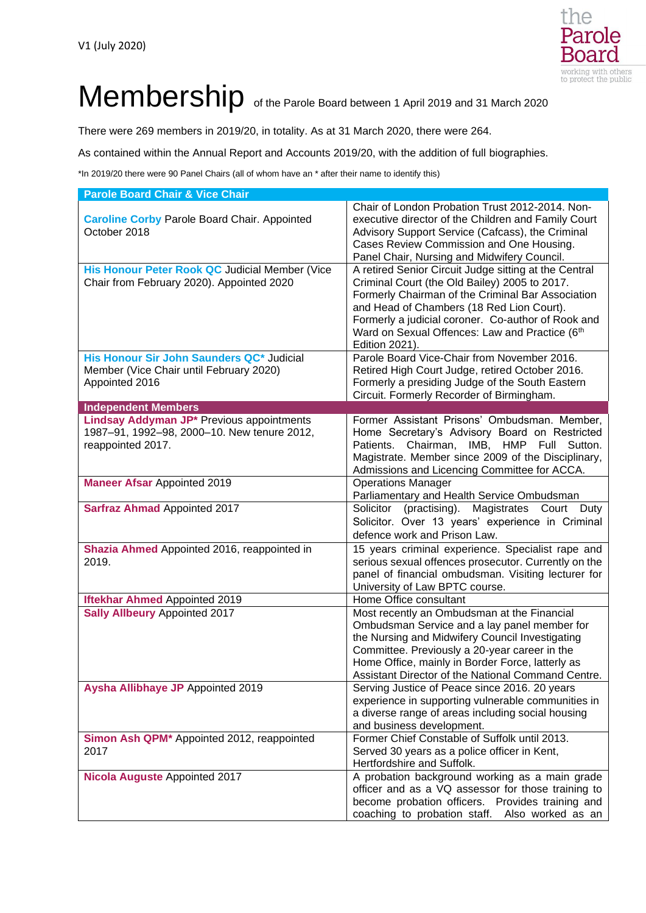V1 (July 2020)

# Membership of the Parole Board between 1 April 2019 and 31 March 2020

There were 269 members in 2019/20, in totality. As at 31 March 2020, there were 264.

As contained within the Annual Report and Accounts 2019/20, with the addition of full biographies.

*In 2019/20 there were 90 Panel Chairs (all of whom have an * after their name to identify this)

| Parole Board Chair & Vice Chair | |
|---|---|
| **Caroline Corby** Parole Board Chair. Appointed October 2018 | Chair of London Probation Trust 2012-2014. Non-executive director of the Children and Family Court Advisory Support Service (Cafcass), the Criminal Cases Review Commission and One Housing. Panel Chair, Nursing and Midwifery Council. |
| **His Honour Peter Rook QC** Judicial Member (Vice Chair from February 2020). Appointed 2020 | A retired Senior Circuit Judge sitting at the Central Criminal Court (the Old Bailey) 2005 to 2017. Formerly Chairman of the Criminal Bar Association and Head of Chambers (18 Red Lion Court). Formerly a judicial coroner. Co-author of Rook and Ward on Sexual Offences: Law and Practice (6th Edition 2021). |
| **His Honour Sir John Saunders QC*** Judicial Member (Vice Chair until February 2020) Appointed 2016 | Parole Board Vice-Chair from November 2016. Retired High Court Judge, retired October 2016. Formerly a presiding Judge of the South Eastern Circuit. Formerly Recorder of Birmingham. |
| **Independent Members** | |
| **Lindsay Addyman JP*** Previous appointments 1987–91, 1992–98, 2000–10. New tenure 2012, reappointed 2017. | Former Assistant Prisons' Ombudsman. Member, Home Secretary's Advisory Board on Restricted Patients. Chairman, IMB, HMP Full Sutton. Magistrate. Member since 2009 of the Disciplinary, Admissions and Licencing Committee for ACCA. |
| **Maneer Afsar** Appointed 2019 | Operations Manager<br>Parliamentary and Health Service Ombudsman |
| **Sarfraz Ahmad** Appointed 2017 | Solicitor (practising). Magistrates Court Duty Solicitor. Over 13 years' experience in Criminal defence work and Prison Law. |
| **Shazia Ahmed** Appointed 2016, reappointed in 2019. | 15 years criminal experience. Specialist rape and serious sexual offences prosecutor. Currently on the panel of financial ombudsman. Visiting lecturer for University of Law BPTC course. |
| **Iftekhar Ahmed** Appointed 2019 | Home Office consultant |
| **Sally Allbeury** Appointed 2017 | Most recently an Ombudsman at the Financial Ombudsman Service and a lay panel member for the Nursing and Midwifery Council Investigating Committee. Previously a 20-year career in the Home Office, mainly in Border Force, latterly as Assistant Director of the National Command Centre. |
| **Aysha Allibhaye JP** Appointed 2019 | Serving Justice of Peace since 2016. 20 years experience in supporting vulnerable communities in a diverse range of areas including social housing and business development. |
| **Simon Ash QPM*** Appointed 2012, reappointed 2017 | Former Chief Constable of Suffolk until 2013. Served 30 years as a police officer in Kent, Hertfordshire and Suffolk. |
| **Nicola Auguste** Appointed 2017 | A probation background working as a main grade officer and as a VQ assessor for those training to become probation officers. Provides training and coaching to probation staff. Also worked as an |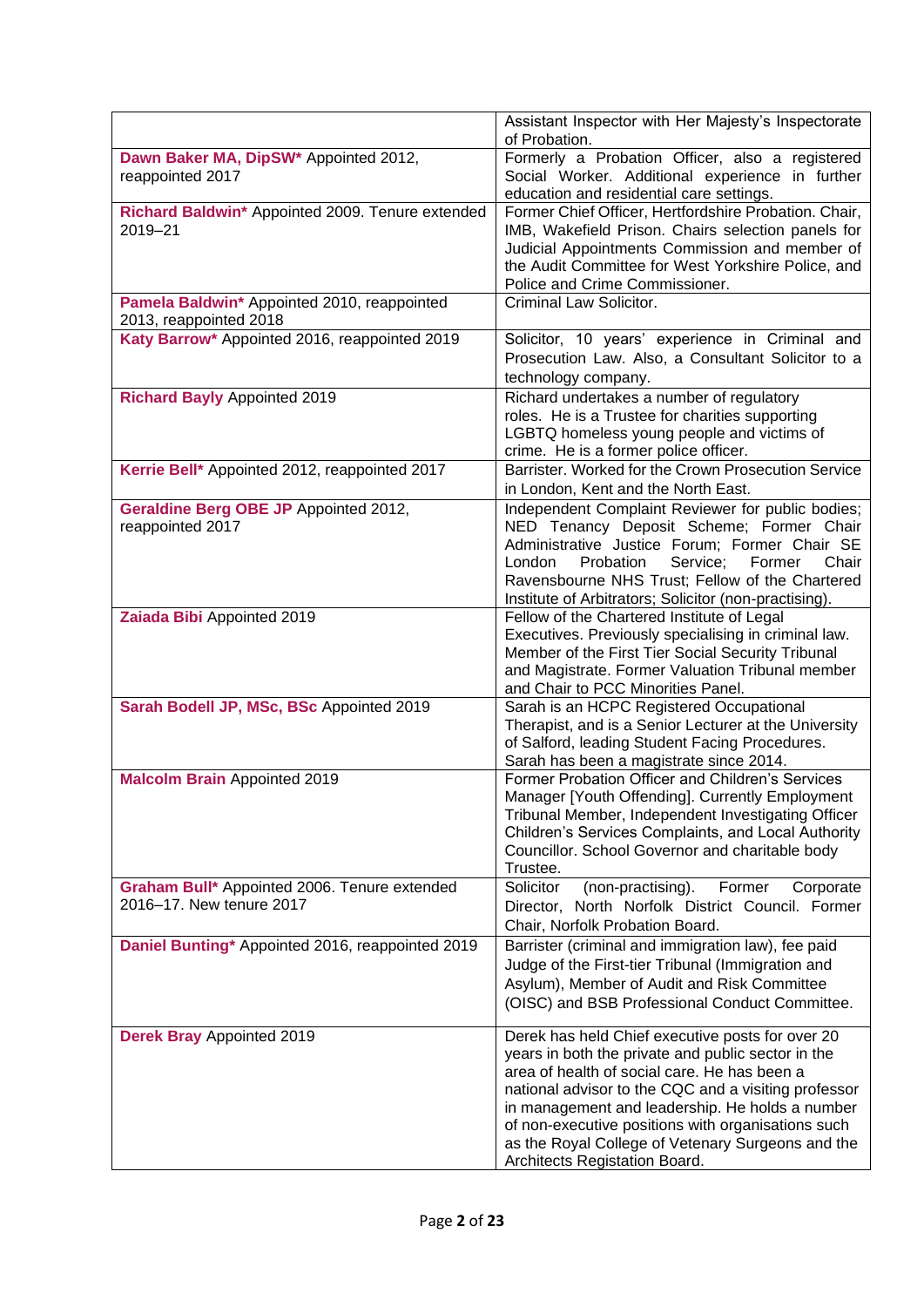| | |
|---|---|
| | Assistant Inspector with Her Majesty's Inspectorate of Probation. |
| **Dawn Baker MA, DipSW*** Appointed 2012, reappointed 2017 | Formerly a Probation Officer, also a registered Social Worker. Additional experience in further education and residential care settings. |
| **Richard Baldwin*** Appointed 2009. Tenure extended 2019–21 | Former Chief Officer, Hertfordshire Probation. Chair, IMB, Wakefield Prison. Chairs selection panels for Judicial Appointments Commission and member of the Audit Committee for West Yorkshire Police, and Police and Crime Commissioner. |
| **Pamela Baldwin*** Appointed 2010, reappointed 2013, reappointed 2018 | Criminal Law Solicitor. |
| **Katy Barrow*** Appointed 2016, reappointed 2019 | Solicitor, 10 years' experience in Criminal and Prosecution Law. Also, a Consultant Solicitor to a technology company. |
| **Richard Bayly** Appointed 2019 | Richard undertakes a number of regulatory roles. He is a Trustee for charities supporting LGBTQ homeless young people and victims of crime. He is a former police officer. |
| **Kerrie Bell*** Appointed 2012, reappointed 2017 | Barrister. Worked for the Crown Prosecution Service in London, Kent and the North East. |
| **Geraldine Berg OBE JP** Appointed 2012, reappointed 2017 | Independent Complaint Reviewer for public bodies; NED Tenancy Deposit Scheme; Former Chair Administrative Justice Forum; Former Chair SE London Probation Service; Former Chair Ravensbourne NHS Trust; Fellow of the Chartered Institute of Arbitrators; Solicitor (non-practising). |
| **Zaiada Bibi** Appointed 2019 | Fellow of the Chartered Institute of Legal Executives. Previously specialising in criminal law. Member of the First Tier Social Security Tribunal and Magistrate. Former Valuation Tribunal member and Chair to PCC Minorities Panel. |
| **Sarah Bodell JP, MSc, BSc** Appointed 2019 | Sarah is an HCPC Registered Occupational Therapist, and is a Senior Lecturer at the University of Salford, leading Student Facing Procedures. Sarah has been a magistrate since 2014. |
| **Malcolm Brain** Appointed 2019 | Former Probation Officer and Children's Services Manager [Youth Offending]. Currently Employment Tribunal Member, Independent Investigating Officer Children's Services Complaints, and Local Authority Councillor. School Governor and charitable body Trustee. |
| **Graham Bull*** Appointed 2006. Tenure extended 2016–17. New tenure 2017 | Solicitor (non-practising). Former Corporate Director, North Norfolk District Council. Former Chair, Norfolk Probation Board. |
| **Daniel Bunting*** Appointed 2016, reappointed 2019 | Barrister (criminal and immigration law), fee paid Judge of the First-tier Tribunal (Immigration and Asylum), Member of Audit and Risk Committee (OISC) and BSB Professional Conduct Committee. |
| **Derek Bray** Appointed 2019 | Derek has held Chief executive posts for over 20 years in both the private and public sector in the area of health of social care. He has been a national advisor to the CQC and a visiting professor in management and leadership. He holds a number of non-executive positions with organisations such as the Royal College of Vetenary Surgeons and the Architects Registation Board. |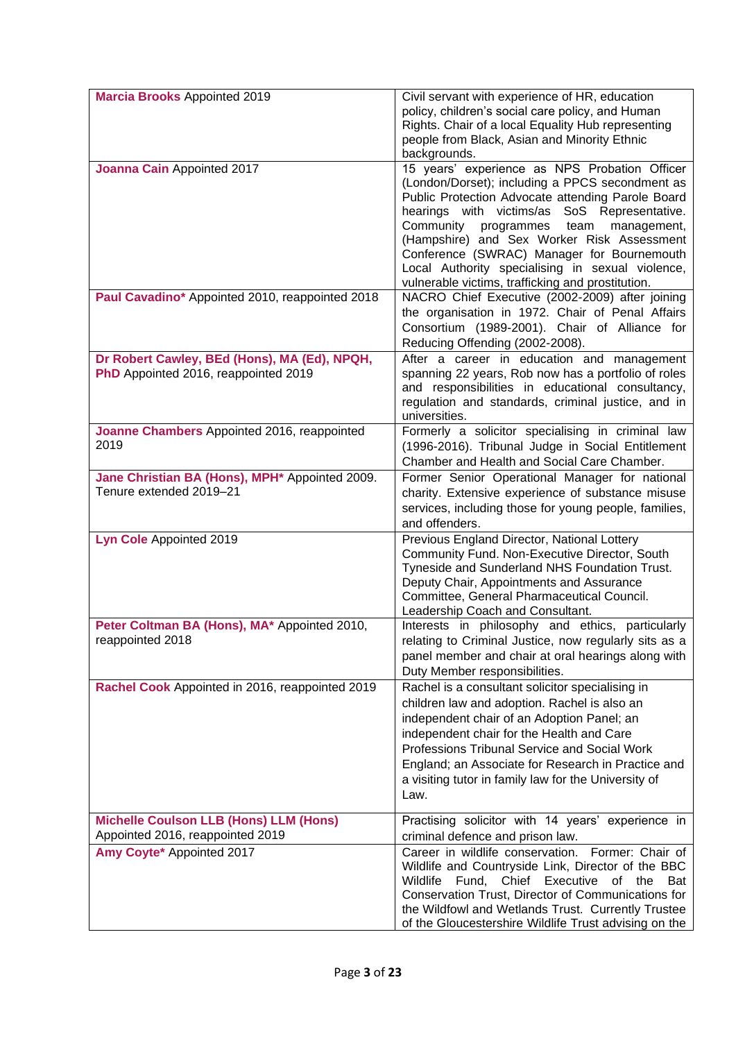| | |
|---|---|
| **Marcia Brooks** Appointed 2019 | Civil servant with experience of HR, education policy, children's social care policy, and Human Rights. Chair of a local Equality Hub representing people from Black, Asian and Minority Ethnic backgrounds. |
| **Joanna Cain** Appointed 2017 | 15 years' experience as NPS Probation Officer (London/Dorset); including a PPCS secondment as Public Protection Advocate attending Parole Board hearings with victims/as SoS Representative. Community programmes team management, (Hampshire) and Sex Worker Risk Assessment Conference (SWRAC) Manager for Bournemouth Local Authority specialising in sexual violence, vulnerable victims, trafficking and prostitution. |
| **Paul Cavadino*** Appointed 2010, reappointed 2018 | NACRO Chief Executive (2002-2009) after joining the organisation in 1972. Chair of Penal Affairs Consortium (1989-2001). Chair of Alliance for Reducing Offending (2002-2008). |
| **Dr Robert Cawley, BEd (Hons), MA (Ed), NPQH, PhD** Appointed 2016, reappointed 2019 | After a career in education and management spanning 22 years, Rob now has a portfolio of roles and responsibilities in educational consultancy, regulation and standards, criminal justice, and in universities. |
| **Joanne Chambers** Appointed 2016, reappointed 2019 | Formerly a solicitor specialising in criminal law (1996-2016). Tribunal Judge in Social Entitlement Chamber and Health and Social Care Chamber. |
| **Jane Christian BA (Hons), MPH*** Appointed 2009. Tenure extended 2019–21 | Former Senior Operational Manager for national charity. Extensive experience of substance misuse services, including those for young people, families, and offenders. |
| **Lyn Cole** Appointed 2019 | Previous England Director, National Lottery Community Fund. Non-Executive Director, South Tyneside and Sunderland NHS Foundation Trust. Deputy Chair, Appointments and Assurance Committee, General Pharmaceutical Council. Leadership Coach and Consultant. |
| **Peter Coltman BA (Hons), MA*** Appointed 2010, reappointed 2018 | Interests in philosophy and ethics, particularly relating to Criminal Justice, now regularly sits as a panel member and chair at oral hearings along with Duty Member responsibilities. |
| **Rachel Cook** Appointed in 2016, reappointed 2019 | Rachel is a consultant solicitor specialising in children law and adoption. Rachel is also an independent chair of an Adoption Panel; an independent chair for the Health and Care Professions Tribunal Service and Social Work England; an Associate for Research in Practice and a visiting tutor in family law for the University of Law. |
| **Michelle Coulson LLB (Hons) LLM (Hons)** Appointed 2016, reappointed 2019 | Practising solicitor with 14 years' experience in criminal defence and prison law. |
| **Amy Coyte*** Appointed 2017 | Career in wildlife conservation. Former: Chair of Wildlife and Countryside Link, Director of the BBC Wildlife Fund, Chief Executive of the Bat Conservation Trust, Director of Communications for the Wildfowl and Wetlands Trust. Currently Trustee of the Gloucestershire Wildlife Trust advising on the |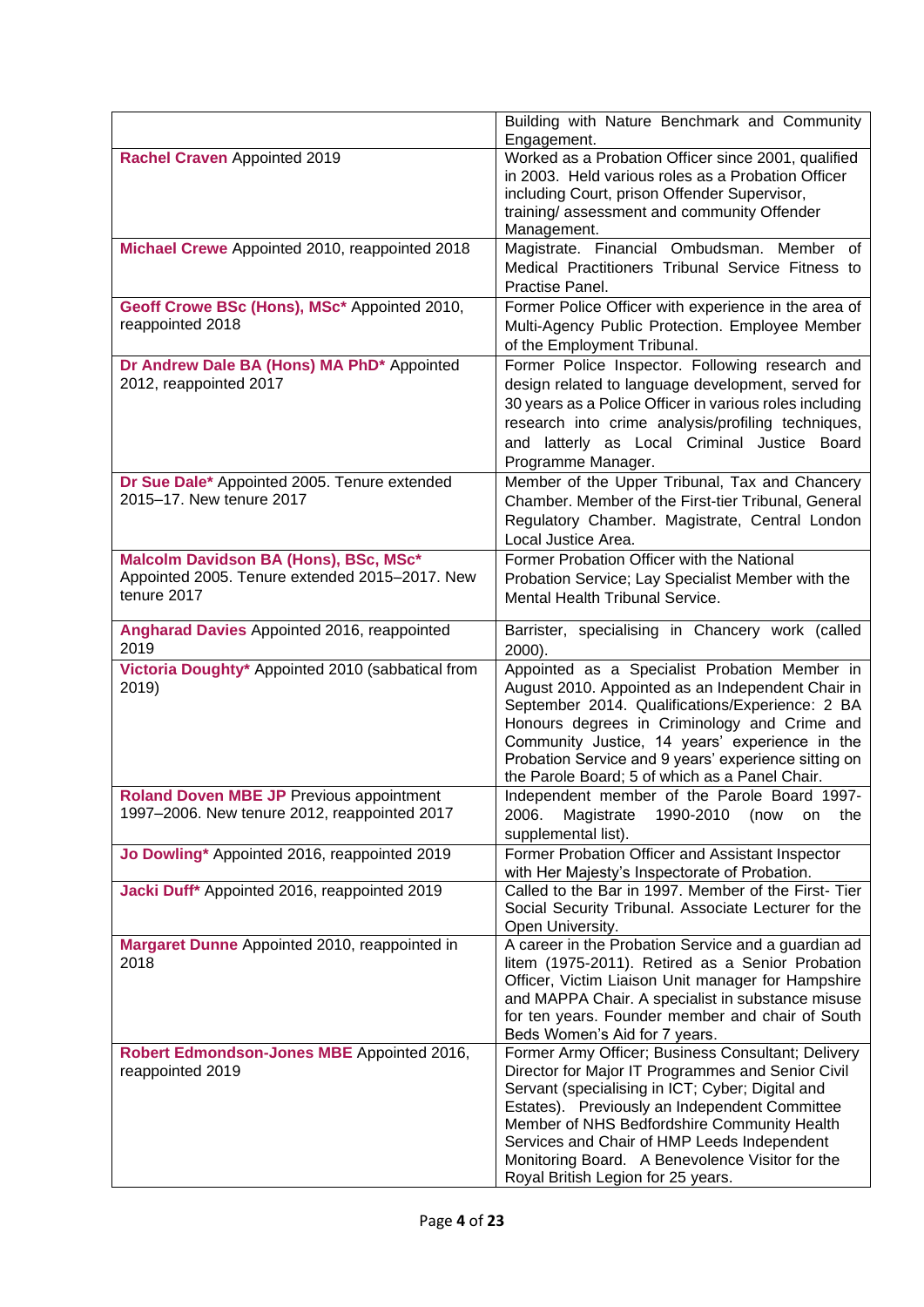| | |
|---|---|
| | Building with Nature Benchmark and Community Engagement. |
| **Rachel Craven** Appointed 2019 | Worked as a Probation Officer since 2001, qualified in 2003. Held various roles as a Probation Officer including Court, prison Offender Supervisor, training/ assessment and community Offender Management. |
| **Michael Crewe** Appointed 2010, reappointed 2018 | Magistrate. Financial Ombudsman. Member of Medical Practitioners Tribunal Service Fitness to Practise Panel. |
| **Geoff Crowe BSc (Hons), MSc*** Appointed 2010, reappointed 2018 | Former Police Officer with experience in the area of Multi-Agency Public Protection. Employee Member of the Employment Tribunal. |
| **Dr Andrew Dale BA (Hons) MA PhD*** Appointed 2012, reappointed 2017 | Former Police Inspector. Following research and design related to language development, served for 30 years as a Police Officer in various roles including research into crime analysis/profiling techniques, and latterly as Local Criminal Justice Board Programme Manager. |
| **Dr Sue Dale*** Appointed 2005. Tenure extended 2015–17. New tenure 2017 | Member of the Upper Tribunal, Tax and Chancery Chamber. Member of the First-tier Tribunal, General Regulatory Chamber. Magistrate, Central London Local Justice Area. |
| **Malcolm Davidson BA (Hons), BSc, MSc*** Appointed 2005. Tenure extended 2015–2017. New tenure 2017 | Former Probation Officer with the National Probation Service; Lay Specialist Member with the Mental Health Tribunal Service. |
| **Angharad Davies** Appointed 2016, reappointed 2019 | Barrister, specialising in Chancery work (called 2000). |
| **Victoria Doughty*** Appointed 2010 (sabbatical from 2019) | Appointed as a Specialist Probation Member in August 2010. Appointed as an Independent Chair in September 2014. Qualifications/Experience: 2 BA Honours degrees in Criminology and Crime and Community Justice, 14 years' experience in the Probation Service and 9 years' experience sitting on the Parole Board; 5 of which as a Panel Chair. |
| **Roland Doven MBE JP** Previous appointment 1997–2006. New tenure 2012, reappointed 2017 | Independent member of the Parole Board 1997-2006. Magistrate 1990-2010 (now on the supplemental list). |
| **Jo Dowling*** Appointed 2016, reappointed 2019 | Former Probation Officer and Assistant Inspector with Her Majesty's Inspectorate of Probation. |
| **Jacki Duff*** Appointed 2016, reappointed 2019 | Called to the Bar in 1997. Member of the First- Tier Social Security Tribunal. Associate Lecturer for the Open University. |
| **Margaret Dunne** Appointed 2010, reappointed in 2018 | A career in the Probation Service and a guardian ad litem (1975-2011). Retired as a Senior Probation Officer, Victim Liaison Unit manager for Hampshire and MAPPA Chair. A specialist in substance misuse for ten years. Founder member and chair of South Beds Women's Aid for 7 years. |
| **Robert Edmondson-Jones MBE** Appointed 2016, reappointed 2019 | Former Army Officer; Business Consultant; Delivery Director for Major IT Programmes and Senior Civil Servant (specialising in ICT; Cyber; Digital and Estates). Previously an Independent Committee Member of NHS Bedfordshire Community Health Services and Chair of HMP Leeds Independent Monitoring Board. A Benevolence Visitor for the Royal British Legion for 25 years. |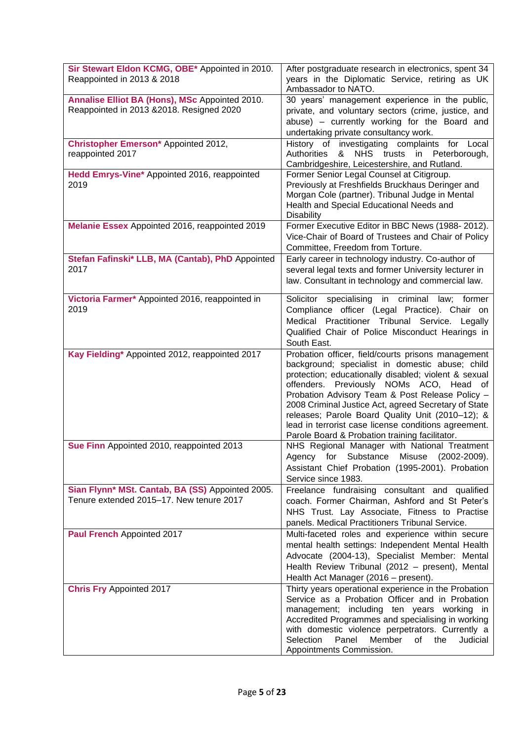| | |
|---|---|
| **Sir Stewart Eldon KCMG, OBE*** Appointed in 2010. Reappointed in 2013 & 2018 | After postgraduate research in electronics, spent 34 years in the Diplomatic Service, retiring as UK Ambassador to NATO. |
| **Annalise Elliot BA (Hons), MSc** Appointed 2010. Reappointed in 2013 &2018. Resigned 2020 | 30 years' management experience in the public, private, and voluntary sectors (crime, justice, and abuse) – currently working for the Board and undertaking private consultancy work. |
| **Christopher Emerson*** Appointed 2012, reappointed 2017 | History of investigating complaints for Local Authorities & NHS trusts in Peterborough, Cambridgeshire, Leicestershire, and Rutland. |
| **Hedd Emrys-Vine*** Appointed 2016, reappointed 2019 | Former Senior Legal Counsel at Citigroup. Previously at Freshfields Bruckhaus Deringer and Morgan Cole (partner). Tribunal Judge in Mental Health and Special Educational Needs and Disability |
| **Melanie Essex** Appointed 2016, reappointed 2019 | Former Executive Editor in BBC News (1988- 2012). Vice-Chair of Board of Trustees and Chair of Policy Committee, Freedom from Torture. |
| **Stefan Fafinski* LLB, MA (Cantab), PhD** Appointed 2017 | Early career in technology industry. Co-author of several legal texts and former University lecturer in law. Consultant in technology and commercial law. |
| **Victoria Farmer*** Appointed 2016, reappointed in 2019 | Solicitor specialising in criminal law; former Compliance officer (Legal Practice). Chair on Medical Practitioner Tribunal Service. Legally Qualified Chair of Police Misconduct Hearings in South East. |
| **Kay Fielding*** Appointed 2012, reappointed 2017 | Probation officer, field/courts prisons management background; specialist in domestic abuse; child protection; educationally disabled; violent & sexual offenders. Previously NOMs ACO, Head of Probation Advisory Team & Post Release Policy – 2008 Criminal Justice Act, agreed Secretary of State releases; Parole Board Quality Unit (2010–12); & lead in terrorist case license conditions agreement. Parole Board & Probation training facilitator. |
| **Sue Finn** Appointed 2010, reappointed 2013 | NHS Regional Manager with National Treatment Agency for Substance Misuse (2002-2009). Assistant Chief Probation (1995-2001). Probation Service since 1983. |
| **Sian Flynn* MSt. Cantab, BA (SS)** Appointed 2005. Tenure extended 2015–17. New tenure 2017 | Freelance fundraising consultant and qualified coach. Former Chairman, Ashford and St Peter's NHS Trust. Lay Associate, Fitness to Practise panels. Medical Practitioners Tribunal Service. |
| **Paul French** Appointed 2017 | Multi-faceted roles and experience within secure mental health settings: Independent Mental Health Advocate (2004-13), Specialist Member: Mental Health Review Tribunal (2012 – present), Mental Health Act Manager (2016 – present). |
| **Chris Fry** Appointed 2017 | Thirty years operational experience in the Probation Service as a Probation Officer and in Probation management; including ten years working in Accredited Programmes and specialising in working with domestic violence perpetrators. Currently a Selection Panel Member of the Judicial Appointments Commission. |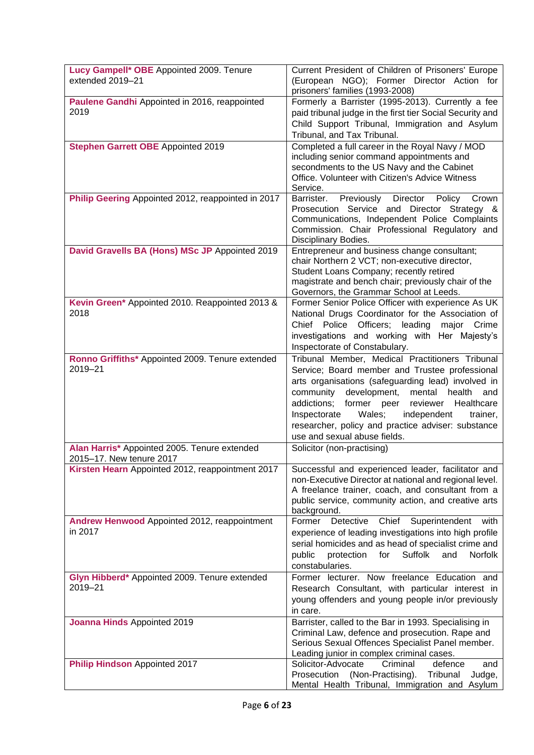| | |
|---|---|
| **Lucy Gampell* OBE** Appointed 2009. Tenure extended 2019–21 | Current President of Children of Prisoners' Europe (European NGO); Former Director Action for prisoners' families (1993-2008) |
| **Paulene Gandhi** Appointed in 2016, reappointed 2019 | Formerly a Barrister (1995-2013). Currently a fee paid tribunal judge in the first tier Social Security and Child Support Tribunal, Immigration and Asylum Tribunal, and Tax Tribunal. |
| **Stephen Garrett OBE** Appointed 2019 | Completed a full career in the Royal Navy / MOD including senior command appointments and secondments to the US Navy and the Cabinet Office. Volunteer with Citizen's Advice Witness Service. |
| **Philip Geering** Appointed 2012, reappointed in 2017 | Barrister. Previously Director Policy Crown Prosecution Service and Director Strategy & Communications, Independent Police Complaints Commission. Chair Professional Regulatory and Disciplinary Bodies. |
| **David Gravells BA (Hons) MSc JP** Appointed 2019 | Entrepreneur and business change consultant; chair Northern 2 VCT; non-executive director, Student Loans Company; recently retired magistrate and bench chair; previously chair of the Governors, the Grammar School at Leeds. |
| **Kevin Green*** Appointed 2010. Reappointed 2013 & 2018 | Former Senior Police Officer with experience As UK National Drugs Coordinator for the Association of Chief Police Officers; leading major Crime investigations and working with Her Majesty's Inspectorate of Constabulary. |
| **Ronno Griffiths*** Appointed 2009. Tenure extended 2019–21 | Tribunal Member, Medical Practitioners Tribunal Service; Board member and Trustee professional arts organisations (safeguarding lead) involved in community development, mental health and addictions; former peer reviewer Healthcare Inspectorate Wales; independent trainer, researcher, policy and practice adviser: substance use and sexual abuse fields. |
| **Alan Harris*** Appointed 2005. Tenure extended 2015–17. New tenure 2017 | Solicitor (non-practising) |
| **Kirsten Hearn** Appointed 2012, reappointment 2017 | Successful and experienced leader, facilitator and non-Executive Director at national and regional level. A freelance trainer, coach, and consultant from a public service, community action, and creative arts background. |
| **Andrew Henwood** Appointed 2012, reappointment in 2017 | Former Detective Chief Superintendent with experience of leading investigations into high profile serial homicides and as head of specialist crime and public protection for Suffolk and Norfolk constabularies. |
| **Glyn Hibberd*** Appointed 2009. Tenure extended 2019–21 | Former lecturer. Now freelance Education and Research Consultant, with particular interest in young offenders and young people in/or previously in care. |
| **Joanna Hinds** Appointed 2019 | Barrister, called to the Bar in 1993. Specialising in Criminal Law, defence and prosecution. Rape and Serious Sexual Offences Specialist Panel member. Leading junior in complex criminal cases. |
| **Philip Hindson** Appointed 2017 | Solicitor-Advocate Criminal defence and Prosecution (Non-Practising). Tribunal Judge, Mental Health Tribunal, Immigration and Asylum |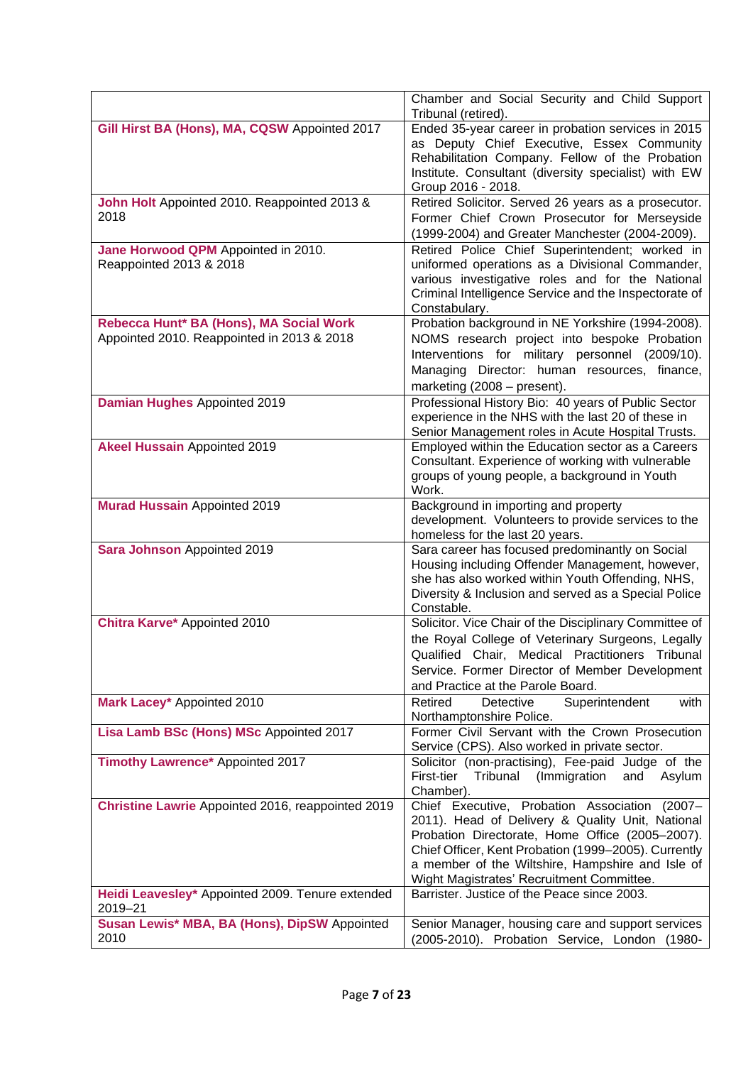| | |
|---|---|
| | Chamber and Social Security and Child Support Tribunal (retired). |
| **Gill Hirst BA (Hons), MA, CQSW** Appointed 2017 | Ended 35-year career in probation services in 2015 as Deputy Chief Executive, Essex Community Rehabilitation Company. Fellow of the Probation Institute. Consultant (diversity specialist) with EW Group 2016 - 2018. |
| **John Holt** Appointed 2010. Reappointed 2013 & 2018 | Retired Solicitor. Served 26 years as a prosecutor. Former Chief Crown Prosecutor for Merseyside (1999-2004) and Greater Manchester (2004-2009). |
| **Jane Horwood QPM** Appointed in 2010. Reappointed 2013 & 2018 | Retired Police Chief Superintendent; worked in uniformed operations as a Divisional Commander, various investigative roles and for the National Criminal Intelligence Service and the Inspectorate of Constabulary. |
| **Rebecca Hunt* BA (Hons), MA Social Work** Appointed 2010. Reappointed in 2013 & 2018 | Probation background in NE Yorkshire (1994-2008). NOMS research project into bespoke Probation Interventions for military personnel (2009/10). Managing Director: human resources, finance, marketing (2008 – present). |
| **Damian Hughes** Appointed 2019 | Professional History Bio: 40 years of Public Sector experience in the NHS with the last 20 of these in Senior Management roles in Acute Hospital Trusts. |
| **Akeel Hussain** Appointed 2019 | Employed within the Education sector as a Careers Consultant. Experience of working with vulnerable groups of young people, a background in Youth Work. |
| **Murad Hussain** Appointed 2019 | Background in importing and property development. Volunteers to provide services to the homeless for the last 20 years. |
| **Sara Johnson** Appointed 2019 | Sara career has focused predominantly on Social Housing including Offender Management, however, she has also worked within Youth Offending, NHS, Diversity & Inclusion and served as a Special Police Constable. |
| **Chitra Karve*** Appointed 2010 | Solicitor. Vice Chair of the Disciplinary Committee of the Royal College of Veterinary Surgeons, Legally Qualified Chair, Medical Practitioners Tribunal Service. Former Director of Member Development and Practice at the Parole Board. |
| **Mark Lacey*** Appointed 2010 | Retired Detective Superintendent with Northamptonshire Police. |
| **Lisa Lamb BSc (Hons) MSc** Appointed 2017 | Former Civil Servant with the Crown Prosecution Service (CPS). Also worked in private sector. |
| **Timothy Lawrence*** Appointed 2017 | Solicitor (non-practising), Fee-paid Judge of the First-tier Tribunal (Immigration and Asylum Chamber). |
| **Christine Lawrie** Appointed 2016, reappointed 2019 | Chief Executive, Probation Association (2007–2011). Head of Delivery & Quality Unit, National Probation Directorate, Home Office (2005–2007). Chief Officer, Kent Probation (1999–2005). Currently a member of the Wiltshire, Hampshire and Isle of Wight Magistrates' Recruitment Committee. |
| **Heidi Leavesley*** Appointed 2009. Tenure extended 2019–21 | Barrister. Justice of the Peace since 2003. |
| **Susan Lewis* MBA, BA (Hons), DipSW** Appointed 2010 | Senior Manager, housing care and support services (2005-2010). Probation Service, London (1980- |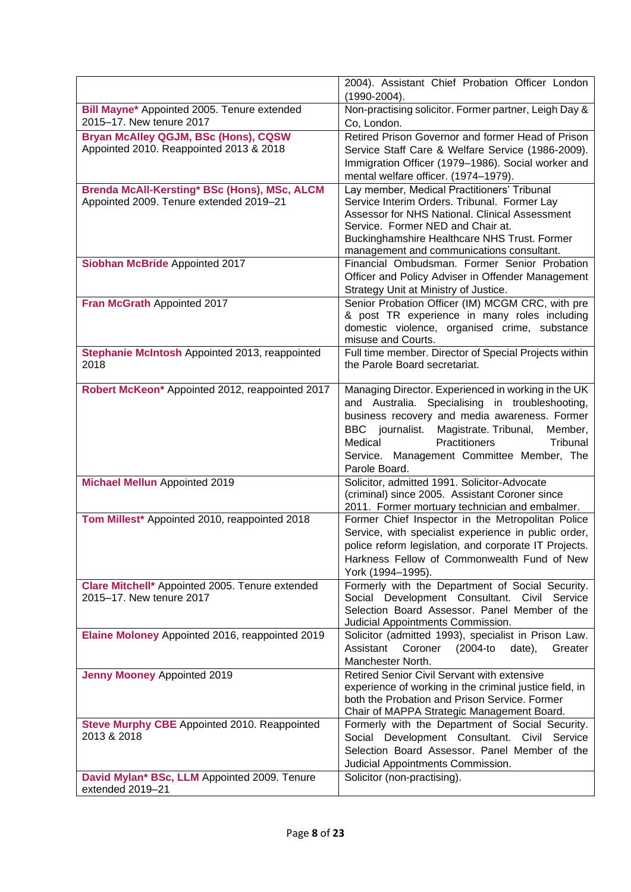| | |
|---|---|
| | 2004). Assistant Chief Probation Officer London (1990-2004). |
| **Bill Mayne*** Appointed 2005. Tenure extended 2015–17. New tenure 2017 | Non-practising solicitor. Former partner, Leigh Day & Co, London. |
| **Bryan McAlley QGJM, BSc (Hons), CQSW** Appointed 2010. Reappointed 2013 & 2018 | Retired Prison Governor and former Head of Prison Service Staff Care & Welfare Service (1986-2009). Immigration Officer (1979–1986). Social worker and mental welfare officer. (1974–1979). |
| **Brenda McAll-Kersting* BSc (Hons), MSc, ALCM** Appointed 2009. Tenure extended 2019–21 | Lay member, Medical Practitioners' Tribunal Service Interim Orders. Tribunal. Former Lay Assessor for NHS National. Clinical Assessment Service. Former NED and Chair at. Buckinghamshire Healthcare NHS Trust. Former management and communications consultant. |
| **Siobhan McBride** Appointed 2017 | Financial Ombudsman. Former Senior Probation Officer and Policy Adviser in Offender Management Strategy Unit at Ministry of Justice. |
| **Fran McGrath** Appointed 2017 | Senior Probation Officer (IM) MCGM CRC, with pre & post TR experience in many roles including domestic violence, organised crime, substance misuse and Courts. |
| **Stephanie McIntosh** Appointed 2013, reappointed 2018 | Full time member. Director of Special Projects within the Parole Board secretariat. |
| **Robert McKeon*** Appointed 2012, reappointed 2017 | Managing Director. Experienced in working in the UK and Australia. Specialising in troubleshooting, business recovery and media awareness. Former BBC journalist. Magistrate. Tribunal, Member, Medical Practitioners Tribunal Service. Management Committee Member, The Parole Board. |
| **Michael Mellun** Appointed 2019 | Solicitor, admitted 1991. Solicitor-Advocate (criminal) since 2005. Assistant Coroner since 2011. Former mortuary technician and embalmer. |
| **Tom Millest*** Appointed 2010, reappointed 2018 | Former Chief Inspector in the Metropolitan Police Service, with specialist experience in public order, police reform legislation, and corporate IT Projects. Harkness Fellow of Commonwealth Fund of New York (1994–1995). |
| **Clare Mitchell*** Appointed 2005. Tenure extended 2015–17. New tenure 2017 | Formerly with the Department of Social Security. Social Development Consultant. Civil Service Selection Board Assessor. Panel Member of the Judicial Appointments Commission. |
| **Elaine Moloney** Appointed 2016, reappointed 2019 | Solicitor (admitted 1993), specialist in Prison Law. Assistant Coroner (2004-to date), Greater Manchester North. |
| **Jenny Mooney** Appointed 2019 | Retired Senior Civil Servant with extensive experience of working in the criminal justice field, in both the Probation and Prison Service. Former Chair of MAPPA Strategic Management Board. |
| **Steve Murphy CBE** Appointed 2010. Reappointed 2013 & 2018 | Formerly with the Department of Social Security. Social Development Consultant. Civil Service Selection Board Assessor. Panel Member of the Judicial Appointments Commission. |
| **David Mylan* BSc, LLM** Appointed 2009. Tenure extended 2019–21 | Solicitor (non-practising). |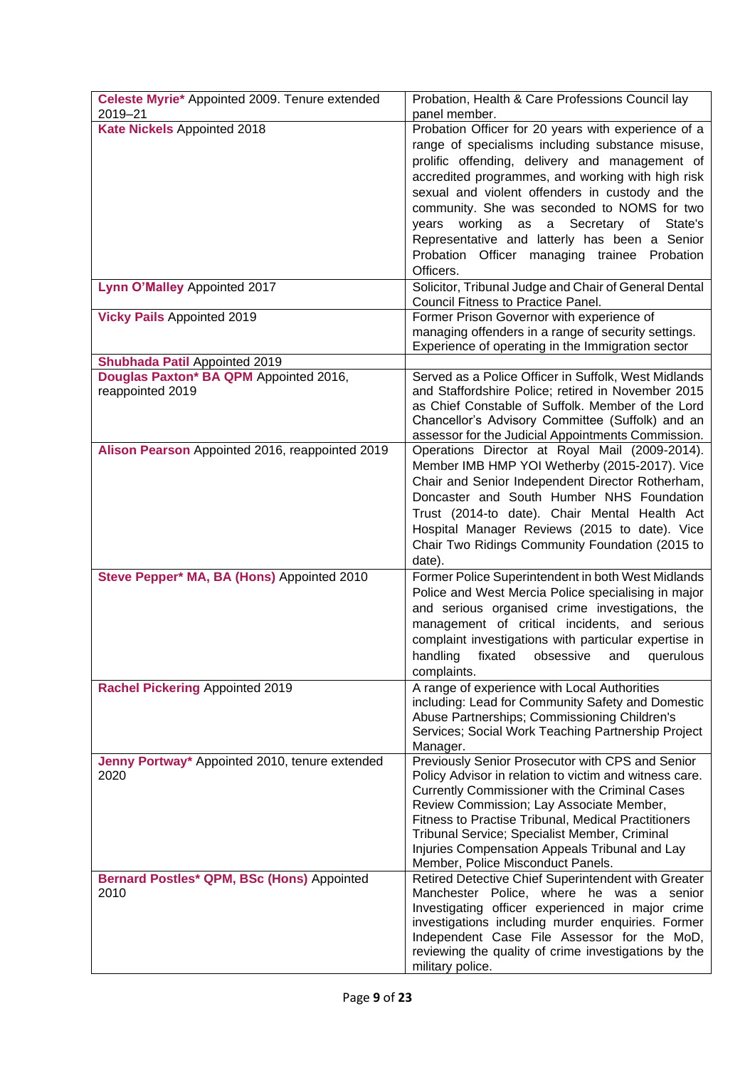| | |
|---|---|
| **Celeste Myrie*** Appointed 2009. Tenure extended 2019–21 | Probation, Health & Care Professions Council lay panel member. |
| **Kate Nickels** Appointed 2018 | Probation Officer for 20 years with experience of a range of specialisms including substance misuse, prolific offending, delivery and management of accredited programmes, and working with high risk sexual and violent offenders in custody and the community. She was seconded to NOMS for two years working as a Secretary of State's Representative and latterly has been a Senior Probation Officer managing trainee Probation Officers. |
| **Lynn O'Malley** Appointed 2017 | Solicitor, Tribunal Judge and Chair of General Dental Council Fitness to Practice Panel. |
| **Vicky Pails** Appointed 2019 | Former Prison Governor with experience of managing offenders in a range of security settings. Experience of operating in the Immigration sector |
| **Shubhada Patil** Appointed 2019 | |
| **Douglas Paxton* BA QPM** Appointed 2016, reappointed 2019 | Served as a Police Officer in Suffolk, West Midlands and Staffordshire Police; retired in November 2015 as Chief Constable of Suffolk. Member of the Lord Chancellor's Advisory Committee (Suffolk) and an assessor for the Judicial Appointments Commission. |
| **Alison Pearson** Appointed 2016, reappointed 2019 | Operations Director at Royal Mail (2009-2014). Member IMB HMP YOI Wetherby (2015-2017). Vice Chair and Senior Independent Director Rotherham, Doncaster and South Humber NHS Foundation Trust (2014-to date). Chair Mental Health Act Hospital Manager Reviews (2015 to date). Vice Chair Two Ridings Community Foundation (2015 to date). |
| **Steve Pepper* MA, BA (Hons)** Appointed 2010 | Former Police Superintendent in both West Midlands Police and West Mercia Police specialising in major and serious organised crime investigations, the management of critical incidents, and serious complaint investigations with particular expertise in handling fixated obsessive and querulous complaints. |
| **Rachel Pickering** Appointed 2019 | A range of experience with Local Authorities including: Lead for Community Safety and Domestic Abuse Partnerships; Commissioning Children's Services; Social Work Teaching Partnership Project Manager. |
| **Jenny Portway*** Appointed 2010, tenure extended 2020 | Previously Senior Prosecutor with CPS and Senior Policy Advisor in relation to victim and witness care. Currently Commissioner with the Criminal Cases Review Commission; Lay Associate Member, Fitness to Practise Tribunal, Medical Practitioners Tribunal Service; Specialist Member, Criminal Injuries Compensation Appeals Tribunal and Lay Member, Police Misconduct Panels. |
| **Bernard Postles* QPM, BSc (Hons)** Appointed 2010 | Retired Detective Chief Superintendent with Greater Manchester Police, where he was a senior Investigating officer experienced in major crime investigations including murder enquiries. Former Independent Case File Assessor for the MoD, reviewing the quality of crime investigations by the military police. |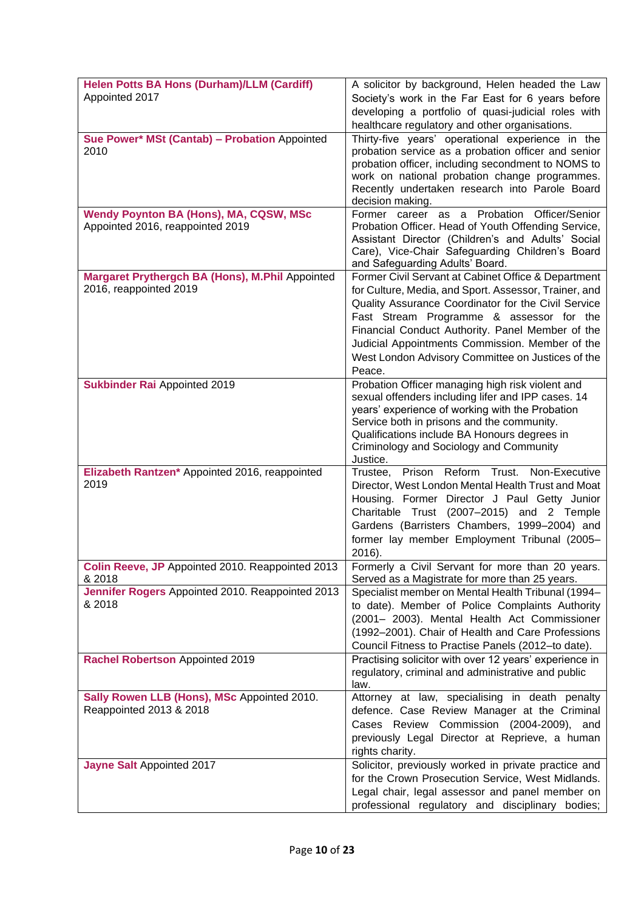| | |
|---|---|
| **Helen Potts BA Hons (Durham)/LLM (Cardiff)** Appointed 2017 | A solicitor by background, Helen headed the Law Society's work in the Far East for 6 years before developing a portfolio of quasi-judicial roles with healthcare regulatory and other organisations. |
| **Sue Power* MSt (Cantab) – Probation** Appointed 2010 | Thirty-five years' operational experience in the probation service as a probation officer and senior probation officer, including secondment to NOMS to work on national probation change programmes. Recently undertaken research into Parole Board decision making. |
| **Wendy Poynton BA (Hons), MA, CQSW, MSc** Appointed 2016, reappointed 2019 | Former career as a Probation Officer/Senior Probation Officer. Head of Youth Offending Service, Assistant Director (Children's and Adults' Social Care), Vice-Chair Safeguarding Children's Board and Safeguarding Adults' Board. |
| **Margaret Prythergch BA (Hons), M.Phil** Appointed 2016, reappointed 2019 | Former Civil Servant at Cabinet Office & Department for Culture, Media, and Sport. Assessor, Trainer, and Quality Assurance Coordinator for the Civil Service Fast Stream Programme & assessor for the Financial Conduct Authority. Panel Member of the Judicial Appointments Commission. Member of the West London Advisory Committee on Justices of the Peace. |
| **Sukbinder Rai** Appointed 2019 | Probation Officer managing high risk violent and sexual offenders including lifer and IPP cases. 14 years' experience of working with the Probation Service both in prisons and the community. Qualifications include BA Honours degrees in Criminology and Sociology and Community Justice. |
| **Elizabeth Rantzen*** Appointed 2016, reappointed 2019 | Trustee, Prison Reform Trust. Non-Executive Director, West London Mental Health Trust and Moat Housing. Former Director J Paul Getty Junior Charitable Trust (2007–2015) and 2 Temple Gardens (Barristers Chambers, 1999–2004) and former lay member Employment Tribunal (2005–2016). |
| **Colin Reeve, JP** Appointed 2010. Reappointed 2013 & 2018 | Formerly a Civil Servant for more than 20 years. Served as a Magistrate for more than 25 years. |
| **Jennifer Rogers** Appointed 2010. Reappointed 2013 & 2018 | Specialist member on Mental Health Tribunal (1994–to date). Member of Police Complaints Authority (2001– 2003). Mental Health Act Commissioner (1992–2001). Chair of Health and Care Professions Council Fitness to Practise Panels (2012–to date). |
| **Rachel Robertson** Appointed 2019 | Practising solicitor with over 12 years' experience in regulatory, criminal and administrative and public law. |
| **Sally Rowen LLB (Hons), MSc** Appointed 2010. Reappointed 2013 & 2018 | Attorney at law, specialising in death penalty defence. Case Review Manager at the Criminal Cases Review Commission (2004-2009), and previously Legal Director at Reprieve, a human rights charity. |
| **Jayne Salt** Appointed 2017 | Solicitor, previously worked in private practice and for the Crown Prosecution Service, West Midlands. Legal chair, legal assessor and panel member on professional regulatory and disciplinary bodies; |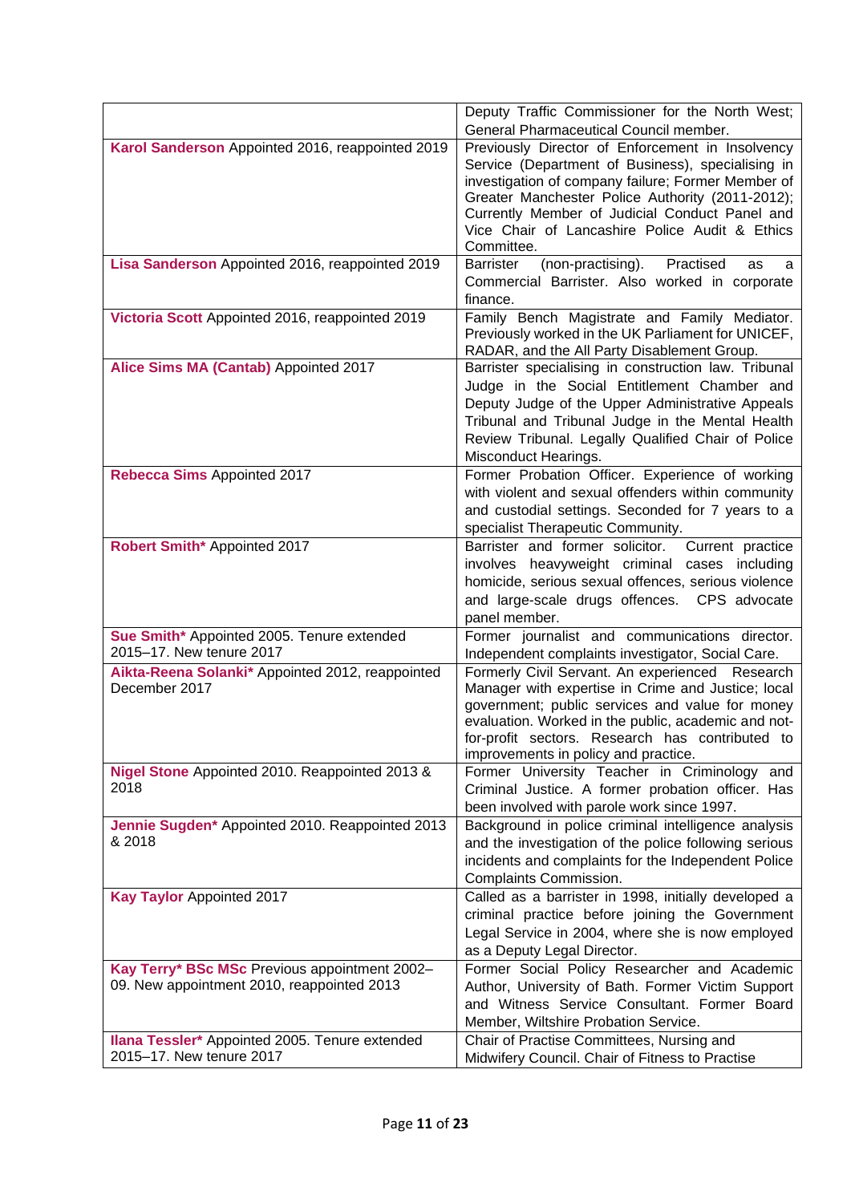| | |
|---|---|
| | Deputy Traffic Commissioner for the North West; General Pharmaceutical Council member. |
| **Karol Sanderson** Appointed 2016, reappointed 2019 | Previously Director of Enforcement in Insolvency Service (Department of Business), specialising in investigation of company failure; Former Member of Greater Manchester Police Authority (2011-2012); Currently Member of Judicial Conduct Panel and Vice Chair of Lancashire Police Audit & Ethics Committee. |
| **Lisa Sanderson** Appointed 2016, reappointed 2019 | Barrister (non-practising). Practised as a Commercial Barrister. Also worked in corporate finance. |
| **Victoria Scott** Appointed 2016, reappointed 2019 | Family Bench Magistrate and Family Mediator. Previously worked in the UK Parliament for UNICEF, RADAR, and the All Party Disablement Group. |
| **Alice Sims MA (Cantab)** Appointed 2017 | Barrister specialising in construction law. Tribunal Judge in the Social Entitlement Chamber and Deputy Judge of the Upper Administrative Appeals Tribunal and Tribunal Judge in the Mental Health Review Tribunal. Legally Qualified Chair of Police Misconduct Hearings. |
| **Rebecca Sims** Appointed 2017 | Former Probation Officer. Experience of working with violent and sexual offenders within community and custodial settings. Seconded for 7 years to a specialist Therapeutic Community. |
| **Robert Smith*** Appointed 2017 | Barrister and former solicitor. Current practice involves heavyweight criminal cases including homicide, serious sexual offences, serious violence and large-scale drugs offences. CPS advocate panel member. |
| **Sue Smith*** Appointed 2005. Tenure extended 2015–17. New tenure 2017 | Former journalist and communications director. Independent complaints investigator, Social Care. |
| **Aikta-Reena Solanki*** Appointed 2012, reappointed December 2017 | Formerly Civil Servant. An experienced Research Manager with expertise in Crime and Justice; local government; public services and value for money evaluation. Worked in the public, academic and not-for-profit sectors. Research has contributed to improvements in policy and practice. |
| **Nigel Stone** Appointed 2010. Reappointed 2013 & 2018 | Former University Teacher in Criminology and Criminal Justice. A former probation officer. Has been involved with parole work since 1997. |
| **Jennie Sugden*** Appointed 2010. Reappointed 2013 & 2018 | Background in police criminal intelligence analysis and the investigation of the police following serious incidents and complaints for the Independent Police Complaints Commission. |
| **Kay Taylor** Appointed 2017 | Called as a barrister in 1998, initially developed a criminal practice before joining the Government Legal Service in 2004, where she is now employed as a Deputy Legal Director. |
| **Kay Terry* BSc MSc** Previous appointment 2002–09. New appointment 2010, reappointed 2013 | Former Social Policy Researcher and Academic Author, University of Bath. Former Victim Support and Witness Service Consultant. Former Board Member, Wiltshire Probation Service. |
| **Ilana Tessler*** Appointed 2005. Tenure extended 2015–17. New tenure 2017 | Chair of Practise Committees, Nursing and Midwifery Council. Chair of Fitness to Practise |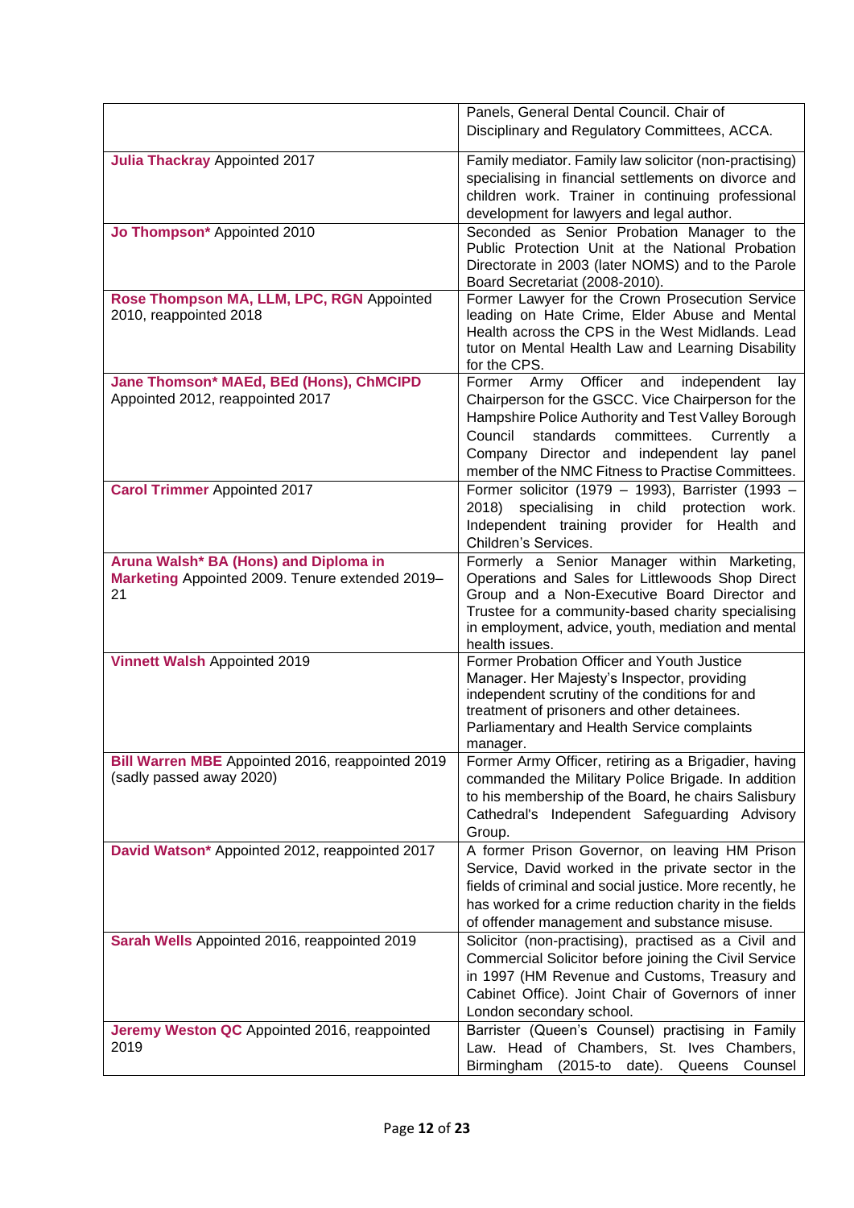| | |
|---|---|
| | Panels, General Dental Council. Chair of Disciplinary and Regulatory Committees, ACCA. |
| **Julia Thackray** Appointed 2017 | Family mediator. Family law solicitor (non-practising) specialising in financial settlements on divorce and children work. Trainer in continuing professional development for lawyers and legal author. |
| **Jo Thompson*** Appointed 2010 | Seconded as Senior Probation Manager to the Public Protection Unit at the National Probation Directorate in 2003 (later NOMS) and to the Parole Board Secretariat (2008-2010). |
| **Rose Thompson MA, LLM, LPC, RGN** Appointed 2010, reappointed 2018 | Former Lawyer for the Crown Prosecution Service leading on Hate Crime, Elder Abuse and Mental Health across the CPS in the West Midlands. Lead tutor on Mental Health Law and Learning Disability for the CPS. |
| **Jane Thomson* MAEd, BEd (Hons), ChMCIPD** Appointed 2012, reappointed 2017 | Former Army Officer and independent lay Chairperson for the GSCC. Vice Chairperson for the Hampshire Police Authority and Test Valley Borough Council standards committees. Currently a Company Director and independent lay panel member of the NMC Fitness to Practise Committees. |
| **Carol Trimmer** Appointed 2017 | Former solicitor (1979 – 1993), Barrister (1993 – 2018) specialising in child protection work. Independent training provider for Health and Children's Services. |
| **Aruna Walsh* BA (Hons) and Diploma in Marketing** Appointed 2009. Tenure extended 2019–21 | Formerly a Senior Manager within Marketing, Operations and Sales for Littlewoods Shop Direct Group and a Non-Executive Board Director and Trustee for a community-based charity specialising in employment, advice, youth, mediation and mental health issues. |
| **Vinnett Walsh** Appointed 2019 | Former Probation Officer and Youth Justice Manager. Her Majesty's Inspector, providing independent scrutiny of the conditions for and treatment of prisoners and other detainees. Parliamentary and Health Service complaints manager. |
| **Bill Warren MBE** Appointed 2016, reappointed 2019 (sadly passed away 2020) | Former Army Officer, retiring as a Brigadier, having commanded the Military Police Brigade. In addition to his membership of the Board, he chairs Salisbury Cathedral's Independent Safeguarding Advisory Group. |
| **David Watson*** Appointed 2012, reappointed 2017 | A former Prison Governor, on leaving HM Prison Service, David worked in the private sector in the fields of criminal and social justice. More recently, he has worked for a crime reduction charity in the fields of offender management and substance misuse. |
| **Sarah Wells** Appointed 2016, reappointed 2019 | Solicitor (non-practising), practised as a Civil and Commercial Solicitor before joining the Civil Service in 1997 (HM Revenue and Customs, Treasury and Cabinet Office). Joint Chair of Governors of inner London secondary school. |
| **Jeremy Weston QC** Appointed 2016, reappointed 2019 | Barrister (Queen's Counsel) practising in Family Law. Head of Chambers, St. Ives Chambers, Birmingham (2015-to date). Queens Counsel |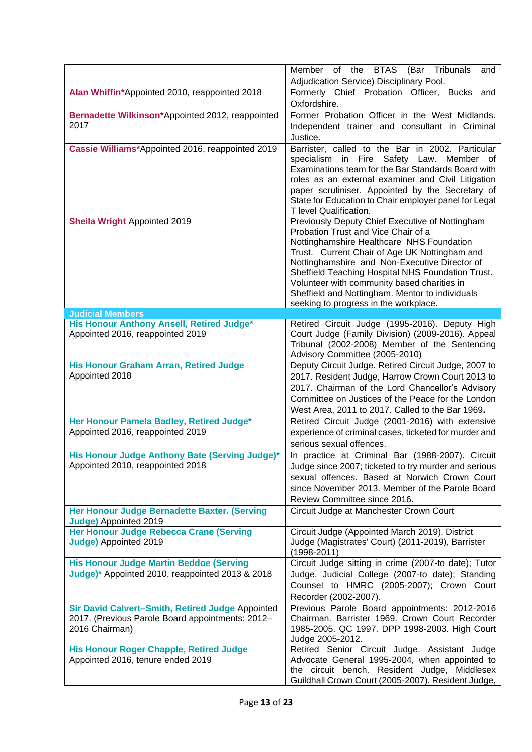| | |
|---|---|
| | Member of the BTAS (Bar Tribunals and Adjudication Service) Disciplinary Pool. |
| **Alan Whiffin*** Appointed 2010, reappointed 2018 | Formerly Chief Probation Officer, Bucks and Oxfordshire. |
| **Bernadette Wilkinson*** Appointed 2012, reappointed 2017 | Former Probation Officer in the West Midlands. Independent trainer and consultant in Criminal Justice. |
| **Cassie Williams*** Appointed 2016, reappointed 2019 | Barrister, called to the Bar in 2002. Particular specialism in Fire Safety Law. Member of Examinations team for the Bar Standards Board with roles as an external examiner and Civil Litigation paper scrutiniser. Appointed by the Secretary of State for Education to Chair employer panel for Legal T level Qualification. |
| **Sheila Wright** Appointed 2019 | Previously Deputy Chief Executive of Nottingham Probation Trust and Vice Chair of a Nottinghamshire Healthcare NHS Foundation Trust. Current Chair of Age UK Nottingham and Nottinghamshire and Non-Executive Director of Sheffield Teaching Hospital NHS Foundation Trust. Volunteer with community based charities in Sheffield and Nottingham. Mentor to individuals seeking to progress in the workplace. |
| **Judicial Members** | |
| **His Honour Anthony Ansell, Retired Judge*** Appointed 2016, reappointed 2019 | Retired Circuit Judge (1995-2016). Deputy High Court Judge (Family Division) (2009-2016). Appeal Tribunal (2002-2008) Member of the Sentencing Advisory Committee (2005-2010) |
| **His Honour Graham Arran, Retired Judge** Appointed 2018 | Deputy Circuit Judge. Retired Circuit Judge, 2007 to 2017. Resident Judge, Harrow Crown Court 2013 to 2017. Chairman of the Lord Chancellor's Advisory Committee on Justices of the Peace for the London West Area, 2011 to 2017. Called to the Bar 1969. |
| **Her Honour Pamela Badley, Retired Judge*** Appointed 2016, reappointed 2019 | Retired Circuit Judge (2001-2016) with extensive experience of criminal cases, ticketed for murder and serious sexual offences. |
| **His Honour Judge Anthony Bate (Serving Judge)*** Appointed 2010, reappointed 2018 | In practice at Criminal Bar (1988-2007). Circuit Judge since 2007; ticketed to try murder and serious sexual offences. Based at Norwich Crown Court since November 2013. Member of the Parole Board Review Committee since 2016. |
| **Her Honour Judge Bernadette Baxter. (Serving Judge)** Appointed 2019 | Circuit Judge at Manchester Crown Court |
| **Her Honour Judge Rebecca Crane (Serving Judge)** Appointed 2019 | Circuit Judge (Appointed March 2019), District Judge (Magistrates' Court) (2011-2019), Barrister (1998-2011) |
| **His Honour Judge Martin Beddoe (Serving Judge)*** Appointed 2010, reappointed 2013 & 2018 | Circuit Judge sitting in crime (2007-to date); Tutor Judge, Judicial College (2007-to date); Standing Counsel to HMRC (2005-2007); Crown Court Recorder (2002-2007). |
| **Sir David Calvert–Smith, Retired Judge** Appointed 2017. (Previous Parole Board appointments: 2012–2016 Chairman) | Previous Parole Board appointments: 2012-2016 Chairman. Barrister 1969. Crown Court Recorder 1985-2005. QC 1997. DPP 1998-2003. High Court Judge 2005-2012. |
| **His Honour Roger Chapple, Retired Judge** Appointed 2016, tenure ended 2019 | Retired Senior Circuit Judge. Assistant Judge Advocate General 1995-2004, when appointed to the circuit bench. Resident Judge, Middlesex Guildhall Crown Court (2005-2007). Resident Judge, |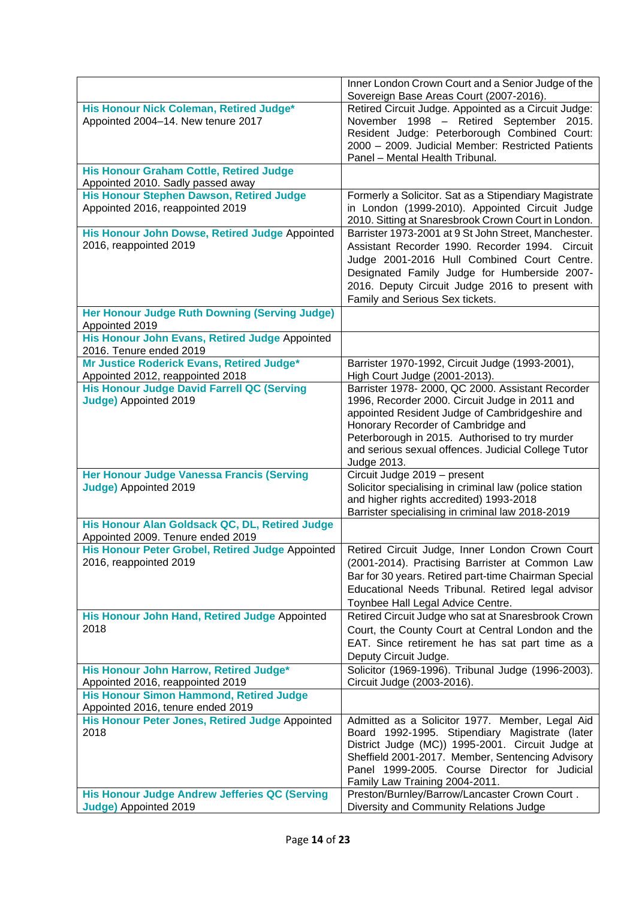| | |
|---|---|
| | Inner London Crown Court and a Senior Judge of the Sovereign Base Areas Court (2007-2016). |
| **His Honour Nick Coleman, Retired Judge*** Appointed 2004–14. New tenure 2017 | Retired Circuit Judge. Appointed as a Circuit Judge: November 1998 – Retired September 2015. Resident Judge: Peterborough Combined Court: 2000 – 2009. Judicial Member: Restricted Patients Panel – Mental Health Tribunal. |
| **His Honour Graham Cottle, Retired Judge** Appointed 2010. Sadly passed away | |
| **His Honour Stephen Dawson, Retired Judge** Appointed 2016, reappointed 2019 | Formerly a Solicitor. Sat as a Stipendiary Magistrate in London (1999-2010). Appointed Circuit Judge 2010. Sitting at Snaresbrook Crown Court in London. |
| **His Honour John Dowse, Retired Judge** Appointed 2016, reappointed 2019 | Barrister 1973-2001 at 9 St John Street, Manchester. Assistant Recorder 1990. Recorder 1994. Circuit Judge 2001-2016 Hull Combined Court Centre. Designated Family Judge for Humberside 2007-2016. Deputy Circuit Judge 2016 to present with Family and Serious Sex tickets. |
| **Her Honour Judge Ruth Downing (Serving Judge)** Appointed 2019 | |
| **His Honour John Evans, Retired Judge** Appointed 2016. Tenure ended 2019 | |
| **Mr Justice Roderick Evans, Retired Judge*** Appointed 2012, reappointed 2018 | Barrister 1970-1992, Circuit Judge (1993-2001), High Court Judge (2001-2013). |
| **His Honour Judge David Farrell QC (Serving Judge)** Appointed 2019 | Barrister 1978- 2000, QC 2000. Assistant Recorder 1996, Recorder 2000. Circuit Judge in 2011 and appointed Resident Judge of Cambridgeshire and Honorary Recorder of Cambridge and Peterborough in 2015. Authorised to try murder and serious sexual offences. Judicial College Tutor Judge 2013. |
| **Her Honour Judge Vanessa Francis (Serving Judge)** Appointed 2019 | Circuit Judge 2019 – present<br>Solicitor specialising in criminal law (police station and higher rights accredited) 1993-2018<br>Barrister specialising in criminal law 2018-2019 |
| **His Honour Alan Goldsack QC, DL, Retired Judge** Appointed 2009. Tenure ended 2019 | |
| **His Honour Peter Grobel, Retired Judge** Appointed 2016, reappointed 2019 | Retired Circuit Judge, Inner London Crown Court (2001-2014). Practising Barrister at Common Law Bar for 30 years. Retired part-time Chairman Special Educational Needs Tribunal. Retired legal advisor Toynbee Hall Legal Advice Centre. |
| **His Honour John Hand, Retired Judge** Appointed 2018 | Retired Circuit Judge who sat at Snaresbrook Crown Court, the County Court at Central London and the EAT. Since retirement he has sat part time as a Deputy Circuit Judge. |
| **His Honour John Harrow, Retired Judge*** Appointed 2016, reappointed 2019 | Solicitor (1969-1996). Tribunal Judge (1996-2003). Circuit Judge (2003-2016). |
| **His Honour Simon Hammond, Retired Judge** Appointed 2016, tenure ended 2019 | |
| **His Honour Peter Jones, Retired Judge** Appointed 2018 | Admitted as a Solicitor 1977. Member, Legal Aid Board 1992-1995. Stipendiary Magistrate (later District Judge (MC)) 1995-2001. Circuit Judge at Sheffield 2001-2017. Member, Sentencing Advisory Panel 1999-2005. Course Director for Judicial Family Law Training 2004-2011. |
| **His Honour Judge Andrew Jefferies QC (Serving Judge)** Appointed 2019 | Preston/Burnley/Barrow/Lancaster Crown Court . Diversity and Community Relations Judge |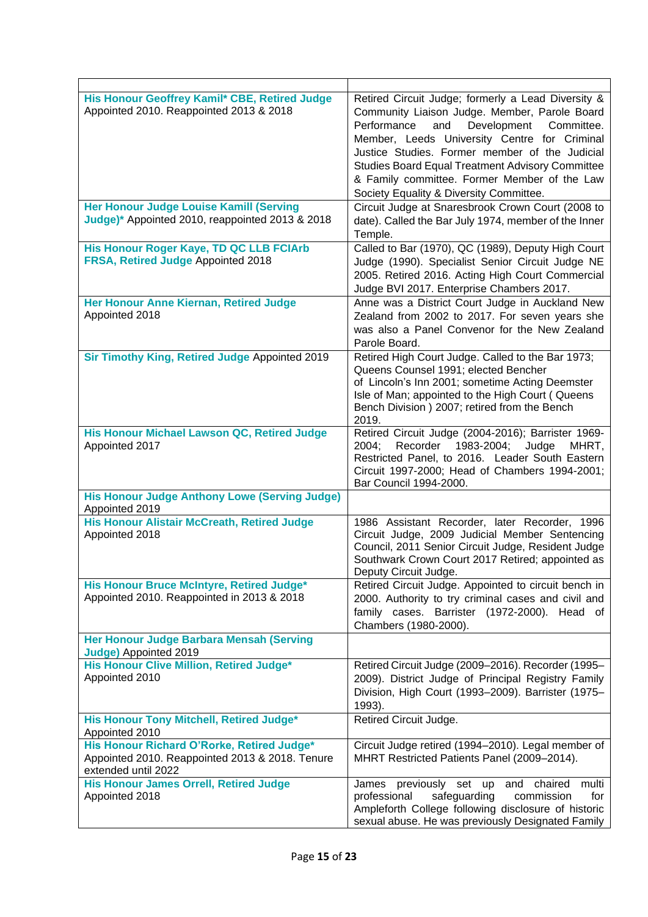| | |
|---|---|
| **His Honour Geoffrey Kamil* CBE, Retired Judge** Appointed 2010. Reappointed 2013 & 2018 | Retired Circuit Judge; formerly a Lead Diversity & Community Liaison Judge. Member, Parole Board Performance and Development Committee. Member, Leeds University Centre for Criminal Justice Studies. Former member of the Judicial Studies Board Equal Treatment Advisory Committee & Family committee. Former Member of the Law Society Equality & Diversity Committee. |
| **Her Honour Judge Louise Kamill (Serving Judge)*** Appointed 2010, reappointed 2013 & 2018 | Circuit Judge at Snaresbrook Crown Court (2008 to date). Called the Bar July 1974, member of the Inner Temple. |
| **His Honour Roger Kaye, TD QC LLB FCIArb FRSA, Retired Judge** Appointed 2018 | Called to Bar (1970), QC (1989), Deputy High Court Judge (1990). Specialist Senior Circuit Judge NE 2005. Retired 2016. Acting High Court Commercial Judge BVI 2017. Enterprise Chambers 2017. |
| **Her Honour Anne Kiernan, Retired Judge** Appointed 2018 | Anne was a District Court Judge in Auckland New Zealand from 2002 to 2017. For seven years she was also a Panel Convenor for the New Zealand Parole Board. |
| **Sir Timothy King, Retired Judge** Appointed 2019 | Retired High Court Judge. Called to the Bar 1973; Queens Counsel 1991; elected Bencher of Lincoln's Inn 2001; sometime Acting Deemster Isle of Man; appointed to the High Court ( Queens Bench Division ) 2007; retired from the Bench 2019. |
| **His Honour Michael Lawson QC, Retired Judge** Appointed 2017 | Retired Circuit Judge (2004-2016); Barrister 1969-2004; Recorder 1983-2004; Judge MHRT, Restricted Panel, to 2016. Leader South Eastern Circuit 1997-2000; Head of Chambers 1994-2001; Bar Council 1994-2000. |
| **His Honour Judge Anthony Lowe (Serving Judge)** Appointed 2019 | |
| **His Honour Alistair McCreath, Retired Judge** Appointed 2018 | 1986 Assistant Recorder, later Recorder, 1996 Circuit Judge, 2009 Judicial Member Sentencing Council, 2011 Senior Circuit Judge, Resident Judge Southwark Crown Court 2017 Retired; appointed as Deputy Circuit Judge. |
| **His Honour Bruce McIntyre, Retired Judge*** Appointed 2010. Reappointed in 2013 & 2018 | Retired Circuit Judge. Appointed to circuit bench in 2000. Authority to try criminal cases and civil and family cases. Barrister (1972-2000). Head of Chambers (1980-2000). |
| **Her Honour Judge Barbara Mensah (Serving Judge)** Appointed 2019 | |
| **His Honour Clive Million, Retired Judge*** Appointed 2010 | Retired Circuit Judge (2009–2016). Recorder (1995–2009). District Judge of Principal Registry Family Division, High Court (1993–2009). Barrister (1975–1993). |
| **His Honour Tony Mitchell, Retired Judge*** Appointed 2010 | Retired Circuit Judge. |
| **His Honour Richard O'Rorke, Retired Judge*** Appointed 2010. Reappointed 2013 & 2018. Tenure extended until 2022 | Circuit Judge retired (1994–2010). Legal member of MHRT Restricted Patients Panel (2009–2014). |
| **His Honour James Orrell, Retired Judge** Appointed 2018 | James previously set up and chaired multi professional safeguarding commission for Ampleforth College following disclosure of historic sexual abuse. He was previously Designated Family |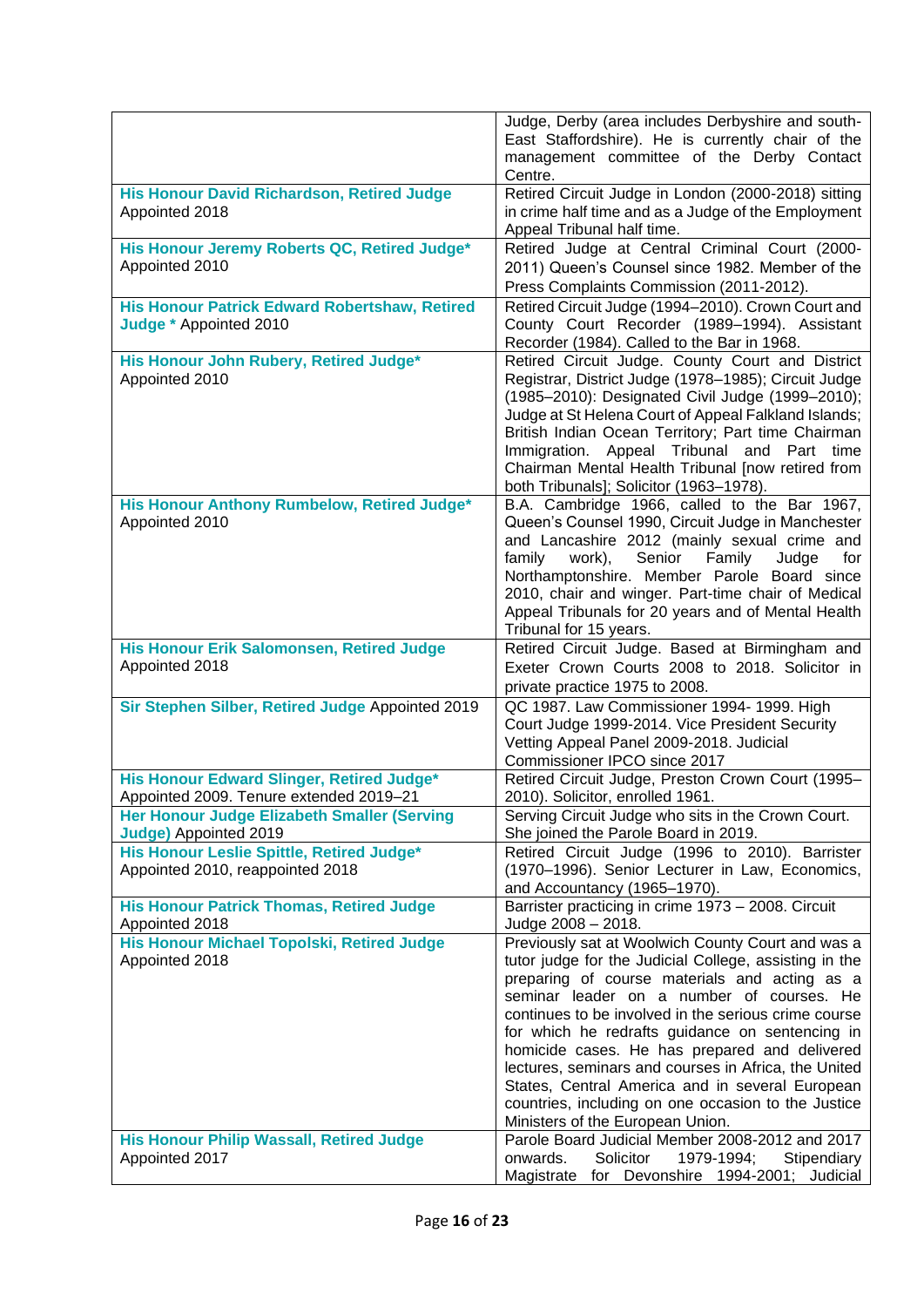| | |
|---|---|
| | Judge, Derby (area includes Derbyshire and south-East Staffordshire). He is currently chair of the management committee of the Derby Contact Centre. |
| **His Honour David Richardson, Retired Judge** Appointed 2018 | Retired Circuit Judge in London (2000-2018) sitting in crime half time and as a Judge of the Employment Appeal Tribunal half time. |
| **His Honour Jeremy Roberts QC, Retired Judge*** Appointed 2010 | Retired Judge at Central Criminal Court (2000-2011) Queen's Counsel since 1982. Member of the Press Complaints Commission (2011-2012). |
| **His Honour Patrick Edward Robertshaw, Retired Judge *** Appointed 2010 | Retired Circuit Judge (1994–2010). Crown Court and County Court Recorder (1989–1994). Assistant Recorder (1984). Called to the Bar in 1968. |
| **His Honour John Rubery, Retired Judge*** Appointed 2010 | Retired Circuit Judge. County Court and District Registrar, District Judge (1978–1985); Circuit Judge (1985–2010): Designated Civil Judge (1999–2010); Judge at St Helena Court of Appeal Falkland Islands; British Indian Ocean Territory; Part time Chairman Immigration. Appeal Tribunal and Part time Chairman Mental Health Tribunal [now retired from both Tribunals]; Solicitor (1963–1978). |
| **His Honour Anthony Rumbelow, Retired Judge*** Appointed 2010 | B.A. Cambridge 1966, called to the Bar 1967, Queen's Counsel 1990, Circuit Judge in Manchester and Lancashire 2012 (mainly sexual crime and family work), Senior Family Judge for Northamptonshire. Member Parole Board since 2010, chair and winger. Part-time chair of Medical Appeal Tribunals for 20 years and of Mental Health Tribunal for 15 years. |
| **His Honour Erik Salomonsen, Retired Judge** Appointed 2018 | Retired Circuit Judge. Based at Birmingham and Exeter Crown Courts 2008 to 2018. Solicitor in private practice 1975 to 2008. |
| **Sir Stephen Silber, Retired Judge** Appointed 2019 | QC 1987. Law Commissioner 1994- 1999. High Court Judge 1999-2014. Vice President Security Vetting Appeal Panel 2009-2018. Judicial Commissioner IPCO since 2017 |
| **His Honour Edward Slinger, Retired Judge*** Appointed 2009. Tenure extended 2019–21 | Retired Circuit Judge, Preston Crown Court (1995–2010). Solicitor, enrolled 1961. |
| **Her Honour Judge Elizabeth Smaller (Serving Judge)** Appointed 2019 | Serving Circuit Judge who sits in the Crown Court. She joined the Parole Board in 2019. |
| **His Honour Leslie Spittle, Retired Judge*** Appointed 2010, reappointed 2018 | Retired Circuit Judge (1996 to 2010). Barrister (1970–1996). Senior Lecturer in Law, Economics, and Accountancy (1965–1970). |
| **His Honour Patrick Thomas, Retired Judge** Appointed 2018 | Barrister practicing in crime 1973 – 2008. Circuit Judge 2008 – 2018. |
| **His Honour Michael Topolski, Retired Judge** Appointed 2018 | Previously sat at Woolwich County Court and was a tutor judge for the Judicial College, assisting in the preparing of course materials and acting as a seminar leader on a number of courses. He continues to be involved in the serious crime course for which he redrafts guidance on sentencing in homicide cases. He has prepared and delivered lectures, seminars and courses in Africa, the United States, Central America and in several European countries, including on one occasion to the Justice Ministers of the European Union. |
| **His Honour Philip Wassall, Retired Judge** Appointed 2017 | Parole Board Judicial Member 2008-2012 and 2017 onwards. Solicitor 1979-1994; Stipendiary Magistrate for Devonshire 1994-2001; Judicial |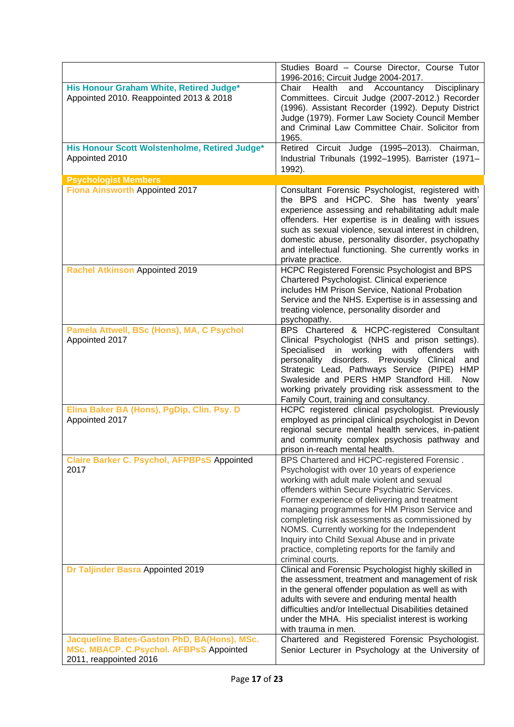| | |
|---|---|
| | Studies Board – Course Director, Course Tutor 1996-2016; Circuit Judge 2004-2017. |
| **His Honour Graham White, Retired Judge*** Appointed 2010. Reappointed 2013 & 2018 | Chair Health and Accountancy Disciplinary Committees. Circuit Judge (2007-2012.) Recorder (1996). Assistant Recorder (1992). Deputy District Judge (1979). Former Law Society Council Member and Criminal Law Committee Chair. Solicitor from 1965. |
| **His Honour Scott Wolstenholme, Retired Judge*** Appointed 2010 | Retired Circuit Judge (1995–2013). Chairman, Industrial Tribunals (1992–1995). Barrister (1971–1992). |
| **Psychologist Members** | |
| **Fiona Ainsworth** Appointed 2017 | Consultant Forensic Psychologist, registered with the BPS and HCPC. She has twenty years' experience assessing and rehabilitating adult male offenders. Her expertise is in dealing with issues such as sexual violence, sexual interest in children, domestic abuse, personality disorder, psychopathy and intellectual functioning. She currently works in private practice. |
| **Rachel Atkinson** Appointed 2019 | HCPC Registered Forensic Psychologist and BPS Chartered Psychologist. Clinical experience includes HM Prison Service, National Probation Service and the NHS. Expertise is in assessing and treating violence, personality disorder and psychopathy. |
| **Pamela Attwell, BSc (Hons), MA, C Psychol** Appointed 2017 | BPS Chartered & HCPC-registered Consultant Clinical Psychologist (NHS and prison settings). Specialised in working with offenders with personality disorders. Previously Clinical and Strategic Lead, Pathways Service (PIPE) HMP Swaleside and PERS HMP Standford Hill. Now working privately providing risk assessment to the Family Court, training and consultancy. |
| **Elina Baker BA (Hons), PgDip, Clin. Psy. D** Appointed 2017 | HCPC registered clinical psychologist. Previously employed as principal clinical psychologist in Devon regional secure mental health services, in-patient and community complex psychosis pathway and prison in-reach mental health. |
| **Claire Barker C. Psychol, AFPBPsS** Appointed 2017 | BPS Chartered and HCPC-registered Forensic . Psychologist with over 10 years of experience working with adult male violent and sexual offenders within Secure Psychiatric Services. Former experience of delivering and treatment managing programmes for HM Prison Service and completing risk assessments as commissioned by NOMS. Currently working for the Independent Inquiry into Child Sexual Abuse and in private practice, completing reports for the family and criminal courts. |
| **Dr Taljinder Basra** Appointed 2019 | Clinical and Forensic Psychologist highly skilled in the assessment, treatment and management of risk in the general offender population as well as with adults with severe and enduring mental health difficulties and/or Intellectual Disabilities detained under the MHA. His specialist interest is working with trauma in men. |
| **Jacqueline Bates-Gaston PhD, BA(Hons), MSc. MSc. MBACP. C.Psychol. AFBPsS** Appointed 2011, reappointed 2016 | Chartered and Registered Forensic Psychologist. Senior Lecturer in Psychology at the University of |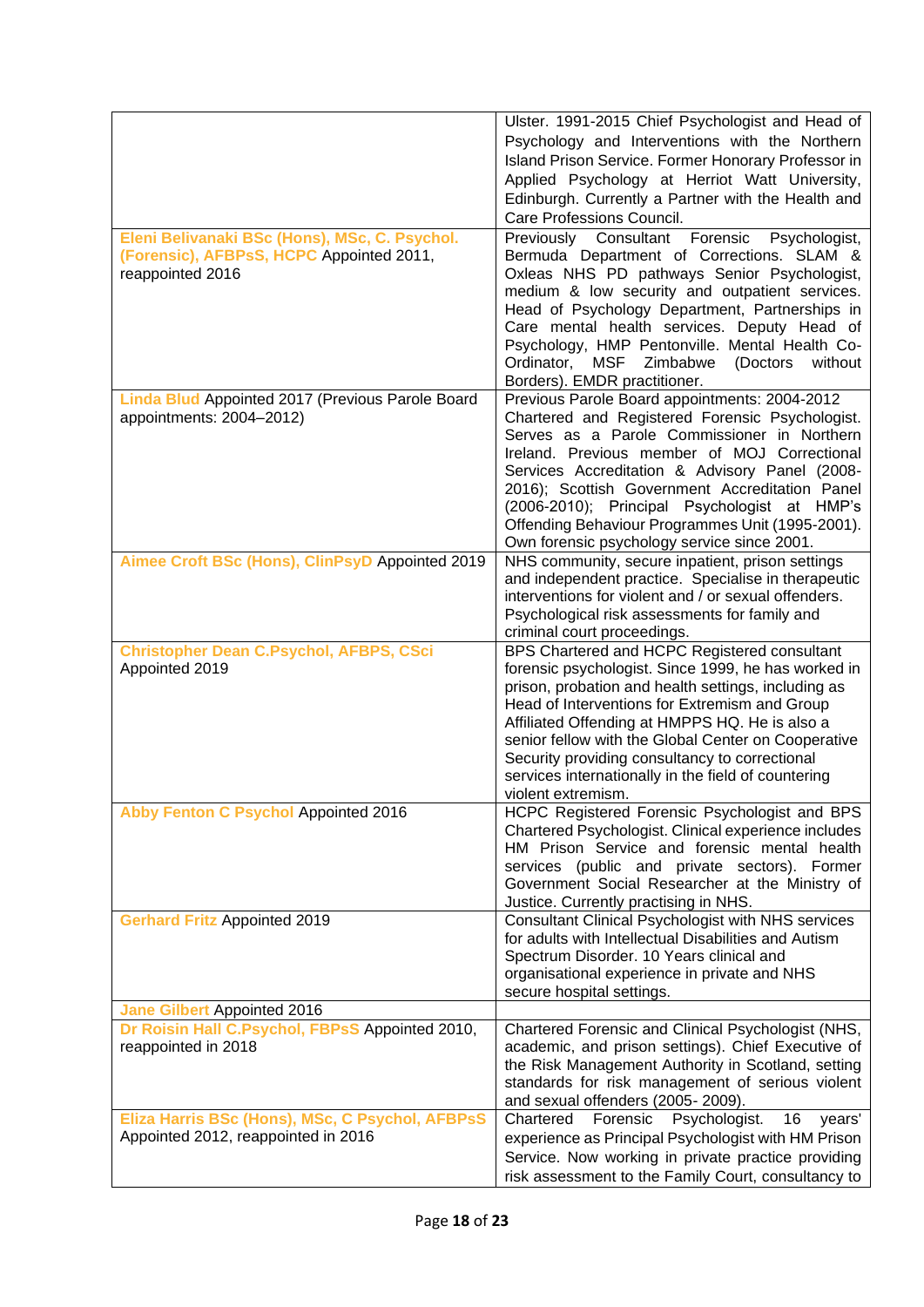| | |
|---|---|
| | Ulster. 1991-2015 Chief Psychologist and Head of Psychology and Interventions with the Northern Island Prison Service. Former Honorary Professor in Applied Psychology at Herriot Watt University, Edinburgh. Currently a Partner with the Health and Care Professions Council. |
| **Eleni Belivanaki BSc (Hons), MSc, C. Psychol. (Forensic), AFBPsS, HCPC** Appointed 2011, reappointed 2016 | Previously Consultant Forensic Psychologist, Bermuda Department of Corrections. SLAM & Oxleas NHS PD pathways Senior Psychologist, medium & low security and outpatient services. Head of Psychology Department, Partnerships in Care mental health services. Deputy Head of Psychology, HMP Pentonville. Mental Health Co-Ordinator, MSF Zimbabwe (Doctors without Borders). EMDR practitioner. |
| **Linda Blud** Appointed 2017 (Previous Parole Board appointments: 2004–2012) | Previous Parole Board appointments: 2004-2012 Chartered and Registered Forensic Psychologist. Serves as a Parole Commissioner in Northern Ireland. Previous member of MOJ Correctional Services Accreditation & Advisory Panel (2008-2016); Scottish Government Accreditation Panel (2006-2010); Principal Psychologist at HMP's Offending Behaviour Programmes Unit (1995-2001). Own forensic psychology service since 2001. |
| **Aimee Croft BSc (Hons), ClinPsyD** Appointed 2019 | NHS community, secure inpatient, prison settings and independent practice. Specialise in therapeutic interventions for violent and / or sexual offenders. Psychological risk assessments for family and criminal court proceedings. |
| **Christopher Dean C.Psychol, AFBPS, CSci** Appointed 2019 | BPS Chartered and HCPC Registered consultant forensic psychologist. Since 1999, he has worked in prison, probation and health settings, including as Head of Interventions for Extremism and Group Affiliated Offending at HMPPS HQ. He is also a senior fellow with the Global Center on Cooperative Security providing consultancy to correctional services internationally in the field of countering violent extremism. |
| **Abby Fenton C Psychol** Appointed 2016 | HCPC Registered Forensic Psychologist and BPS Chartered Psychologist. Clinical experience includes HM Prison Service and forensic mental health services (public and private sectors). Former Government Social Researcher at the Ministry of Justice. Currently practising in NHS. |
| **Gerhard Fritz** Appointed 2019 | Consultant Clinical Psychologist with NHS services for adults with Intellectual Disabilities and Autism Spectrum Disorder. 10 Years clinical and organisational experience in private and NHS secure hospital settings. |
| **Jane Gilbert** Appointed 2016 | |
| **Dr Roisin Hall C.Psychol, FBPsS** Appointed 2010, reappointed in 2018 | Chartered Forensic and Clinical Psychologist (NHS, academic, and prison settings). Chief Executive of the Risk Management Authority in Scotland, setting standards for risk management of serious violent and sexual offenders (2005- 2009). |
| **Eliza Harris BSc (Hons), MSc, C Psychol, AFBPsS** Appointed 2012, reappointed in 2016 | Chartered Forensic Psychologist. 16 years' experience as Principal Psychologist with HM Prison Service. Now working in private practice providing risk assessment to the Family Court, consultancy to |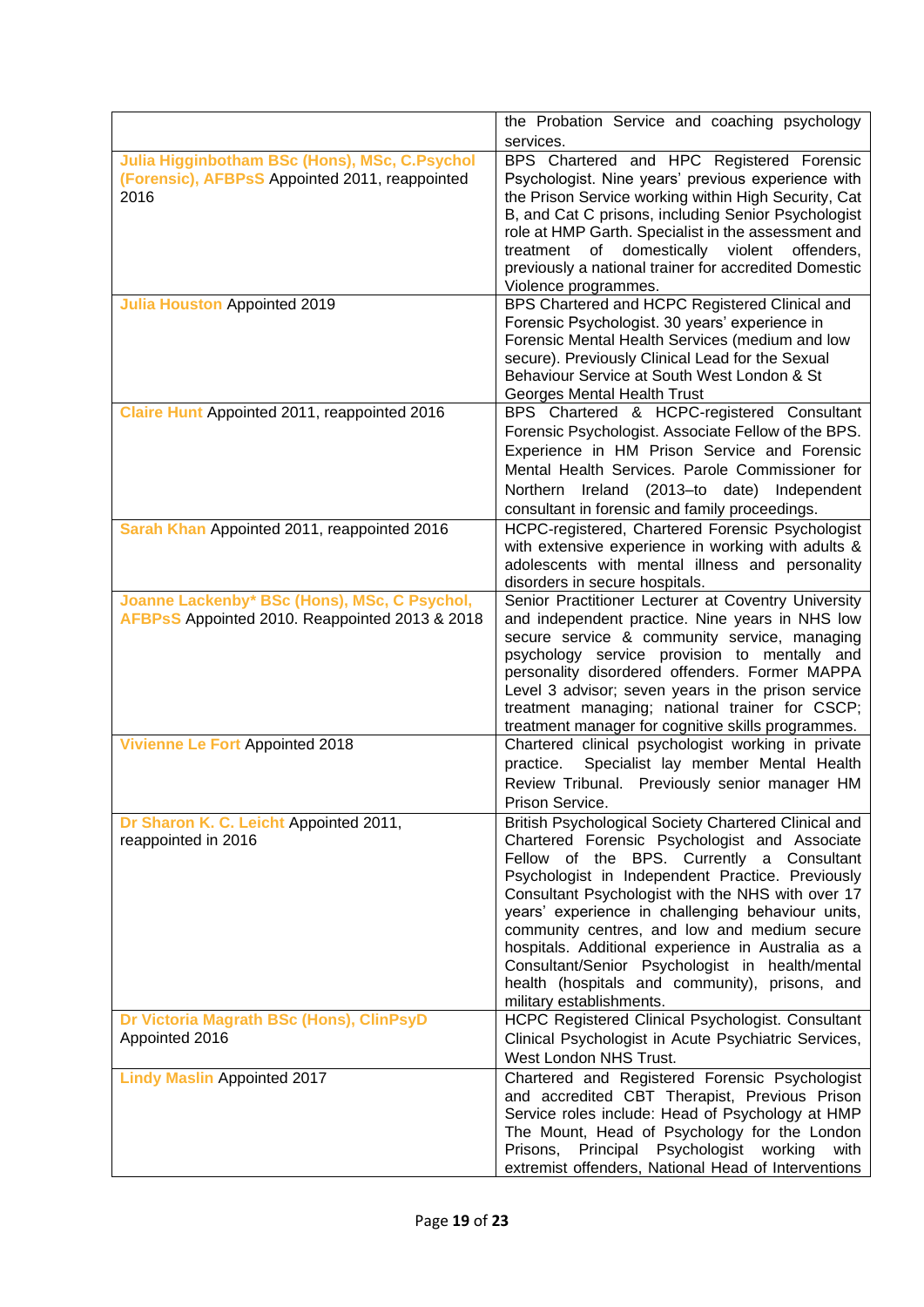| | |
|---|---|
| | the Probation Service and coaching psychology services. |
| **Julia Higginbotham BSc (Hons), MSc, C.Psychol (Forensic), AFBPsS** Appointed 2011, reappointed 2016 | BPS Chartered and HPC Registered Forensic Psychologist. Nine years' previous experience with the Prison Service working within High Security, Cat B, and Cat C prisons, including Senior Psychologist role at HMP Garth. Specialist in the assessment and treatment of domestically violent offenders, previously a national trainer for accredited Domestic Violence programmes. |
| **Julia Houston** Appointed 2019 | BPS Chartered and HCPC Registered Clinical and Forensic Psychologist. 30 years' experience in Forensic Mental Health Services (medium and low secure). Previously Clinical Lead for the Sexual Behaviour Service at South West London & St Georges Mental Health Trust |
| **Claire Hunt** Appointed 2011, reappointed 2016 | BPS Chartered & HCPC-registered Consultant Forensic Psychologist. Associate Fellow of the BPS. Experience in HM Prison Service and Forensic Mental Health Services. Parole Commissioner for Northern Ireland (2013–to date) Independent consultant in forensic and family proceedings. |
| **Sarah Khan** Appointed 2011, reappointed 2016 | HCPC-registered, Chartered Forensic Psychologist with extensive experience in working with adults & adolescents with mental illness and personality disorders in secure hospitals. |
| **Joanne Lackenby* BSc (Hons), MSc, C Psychol, AFBPsS** Appointed 2010. Reappointed 2013 & 2018 | Senior Practitioner Lecturer at Coventry University and independent practice. Nine years in NHS low secure service & community service, managing psychology service provision to mentally and personality disordered offenders. Former MAPPA Level 3 advisor; seven years in the prison service treatment managing; national trainer for CSCP; treatment manager for cognitive skills programmes. |
| **Vivienne Le Fort** Appointed 2018 | Chartered clinical psychologist working in private practice. Specialist lay member Mental Health Review Tribunal. Previously senior manager HM Prison Service. |
| **Dr Sharon K. C. Leicht** Appointed 2011, reappointed in 2016 | British Psychological Society Chartered Clinical and Chartered Forensic Psychologist and Associate Fellow of the BPS. Currently a Consultant Psychologist in Independent Practice. Previously Consultant Psychologist with the NHS with over 17 years' experience in challenging behaviour units, community centres, and low and medium secure hospitals. Additional experience in Australia as a Consultant/Senior Psychologist in health/mental health (hospitals and community), prisons, and military establishments. |
| **Dr Victoria Magrath BSc (Hons), ClinPsyD** Appointed 2016 | HCPC Registered Clinical Psychologist. Consultant Clinical Psychologist in Acute Psychiatric Services, West London NHS Trust. |
| **Lindy Maslin** Appointed 2017 | Chartered and Registered Forensic Psychologist and accredited CBT Therapist, Previous Prison Service roles include: Head of Psychology at HMP The Mount, Head of Psychology for the London Prisons, Principal Psychologist working with extremist offenders, National Head of Interventions |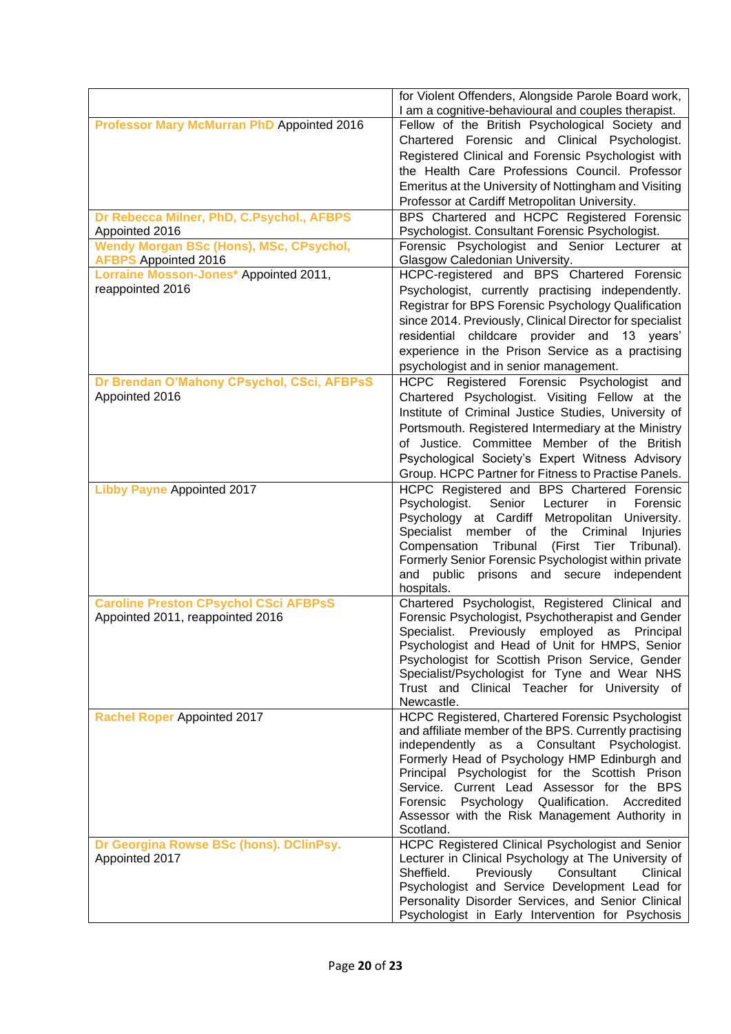| | |
|---|---|
| | for Violent Offenders, Alongside Parole Board work, I am a cognitive-behavioural and couples therapist. |
| **Professor Mary McMurran PhD** Appointed 2016 | Fellow of the British Psychological Society and Chartered Forensic and Clinical Psychologist. Registered Clinical and Forensic Psychologist with the Health Care Professions Council. Professor Emeritus at the University of Nottingham and Visiting Professor at Cardiff Metropolitan University. |
| **Dr Rebecca Milner, PhD, C.Psychol., AFBPS** Appointed 2016 | BPS Chartered and HCPC Registered Forensic Psychologist. Consultant Forensic Psychologist. |
| **Wendy Morgan BSc (Hons), MSc, CPsychol, AFBPS** Appointed 2016 | Forensic Psychologist and Senior Lecturer at Glasgow Caledonian University. |
| **Lorraine Mosson-Jones*** Appointed 2011, reappointed 2016 | HCPC-registered and BPS Chartered Forensic Psychologist, currently practising independently. Registrar for BPS Forensic Psychology Qualification since 2014. Previously, Clinical Director for specialist residential childcare provider and 13 years' experience in the Prison Service as a practising psychologist and in senior management. |
| **Dr Brendan O'Mahony CPsychol, CSci, AFBPsS** Appointed 2016 | HCPC Registered Forensic Psychologist and Chartered Psychologist. Visiting Fellow at the Institute of Criminal Justice Studies, University of Portsmouth. Registered Intermediary at the Ministry of Justice. Committee Member of the British Psychological Society's Expert Witness Advisory Group. HCPC Partner for Fitness to Practise Panels. |
| **Libby Payne** Appointed 2017 | HCPC Registered and BPS Chartered Forensic Psychologist. Senior Lecturer in Forensic Psychology at Cardiff Metropolitan University. Specialist member of the Criminal Injuries Compensation Tribunal (First Tier Tribunal). Formerly Senior Forensic Psychologist within private and public prisons and secure independent hospitals. |
| **Caroline Preston CPsychol CSci AFBPsS** Appointed 2011, reappointed 2016 | Chartered Psychologist, Registered Clinical and Forensic Psychologist, Psychotherapist and Gender Specialist. Previously employed as Principal Psychologist and Head of Unit for HMPS, Senior Psychologist for Scottish Prison Service, Gender Specialist/Psychologist for Tyne and Wear NHS Trust and Clinical Teacher for University of Newcastle. |
| **Rachel Roper** Appointed 2017 | HCPC Registered, Chartered Forensic Psychologist and affiliate member of the BPS. Currently practising independently as a Consultant Psychologist. Formerly Head of Psychology HMP Edinburgh and Principal Psychologist for the Scottish Prison Service. Current Lead Assessor for the BPS Forensic Psychology Qualification. Accredited Assessor with the Risk Management Authority in Scotland. |
| **Dr Georgina Rowse BSc (hons). DClinPsy.** Appointed 2017 | HCPC Registered Clinical Psychologist and Senior Lecturer in Clinical Psychology at The University of Sheffield. Previously Consultant Clinical Psychologist and Service Development Lead for Personality Disorder Services, and Senior Clinical Psychologist in Early Intervention for Psychosis |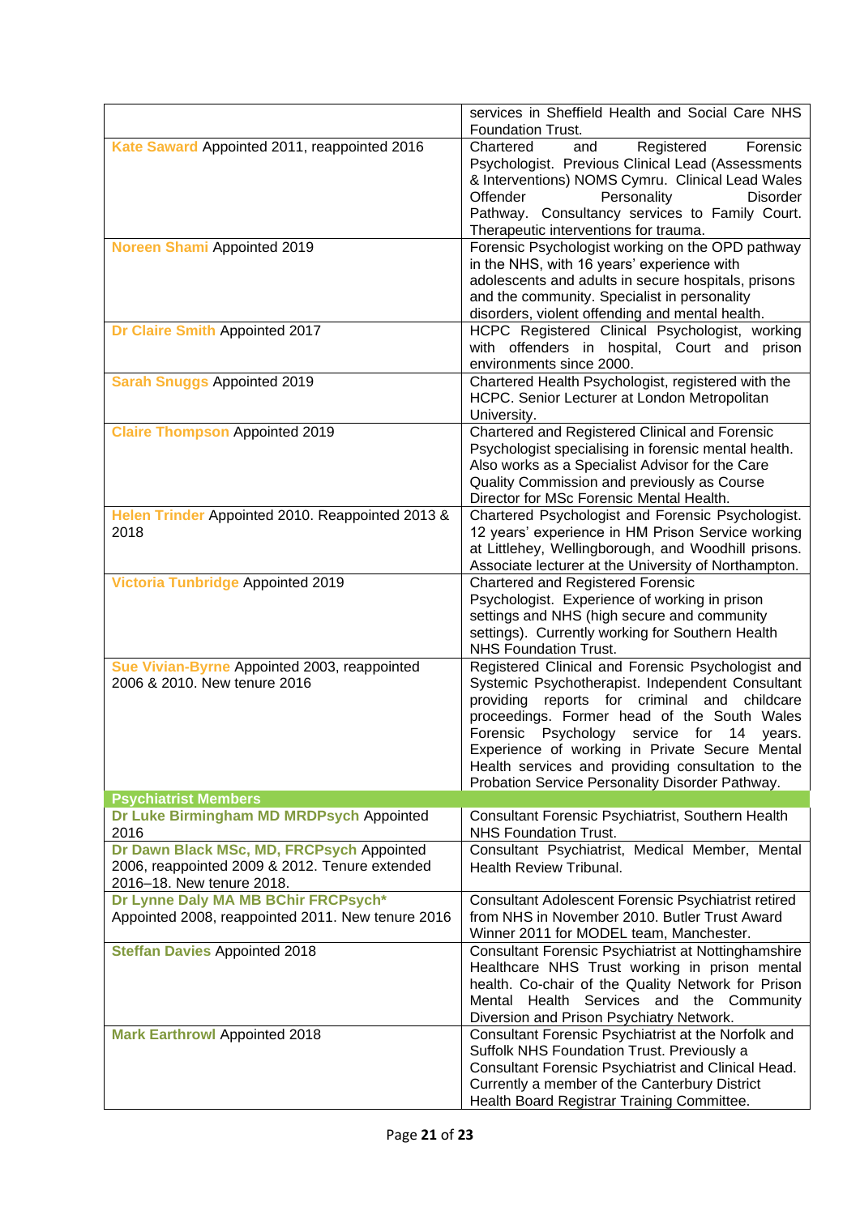| | |
|---|---|
| | services in Sheffield Health and Social Care NHS Foundation Trust. |
| **Kate Saward** Appointed 2011, reappointed 2016 | Chartered and Registered Forensic Psychologist. Previous Clinical Lead (Assessments & Interventions) NOMS Cymru. Clinical Lead Wales Offender Personality Disorder Pathway. Consultancy services to Family Court. Therapeutic interventions for trauma. |
| **Noreen Shami** Appointed 2019 | Forensic Psychologist working on the OPD pathway in the NHS, with 16 years' experience with adolescents and adults in secure hospitals, prisons and the community. Specialist in personality disorders, violent offending and mental health. |
| **Dr Claire Smith** Appointed 2017 | HCPC Registered Clinical Psychologist, working with offenders in hospital, Court and prison environments since 2000. |
| **Sarah Snuggs** Appointed 2019 | Chartered Health Psychologist, registered with the HCPC. Senior Lecturer at London Metropolitan University. |
| **Claire Thompson** Appointed 2019 | Chartered and Registered Clinical and Forensic Psychologist specialising in forensic mental health. Also works as a Specialist Advisor for the Care Quality Commission and previously as Course Director for MSc Forensic Mental Health. |
| **Helen Trinder** Appointed 2010. Reappointed 2013 & 2018 | Chartered Psychologist and Forensic Psychologist. 12 years' experience in HM Prison Service working at Littlehey, Wellingborough, and Woodhill prisons. Associate lecturer at the University of Northampton. |
| **Victoria Tunbridge** Appointed 2019 | Chartered and Registered Forensic Psychologist. Experience of working in prison settings and NHS (high secure and community settings). Currently working for Southern Health NHS Foundation Trust. |
| **Sue Vivian-Byrne** Appointed 2003, reappointed 2006 & 2010. New tenure 2016 | Registered Clinical and Forensic Psychologist and Systemic Psychotherapist. Independent Consultant providing reports for criminal and childcare proceedings. Former head of the South Wales Forensic Psychology service for 14 years. Experience of working in Private Secure Mental Health services and providing consultation to the Probation Service Personality Disorder Pathway. |
| **Psychiatrist Members** | |
| **Dr Luke Birmingham MD MRDPsych** Appointed 2016 | Consultant Forensic Psychiatrist, Southern Health NHS Foundation Trust. |
| **Dr Dawn Black MSc, MD, FRCPsych** Appointed 2006, reappointed 2009 & 2012. Tenure extended 2016–18. New tenure 2018. | Consultant Psychiatrist, Medical Member, Mental Health Review Tribunal. |
| **Dr Lynne Daly MA MB BChir FRCPsych*** Appointed 2008, reappointed 2011. New tenure 2016 | Consultant Adolescent Forensic Psychiatrist retired from NHS in November 2010. Butler Trust Award Winner 2011 for MODEL team, Manchester. |
| **Steffan Davies** Appointed 2018 | Consultant Forensic Psychiatrist at Nottinghamshire Healthcare NHS Trust working in prison mental health. Co-chair of the Quality Network for Prison Mental Health Services and the Community Diversion and Prison Psychiatry Network. |
| **Mark Earthrowl** Appointed 2018 | Consultant Forensic Psychiatrist at the Norfolk and Suffolk NHS Foundation Trust. Previously a Consultant Forensic Psychiatrist and Clinical Head. Currently a member of the Canterbury District Health Board Registrar Training Committee. |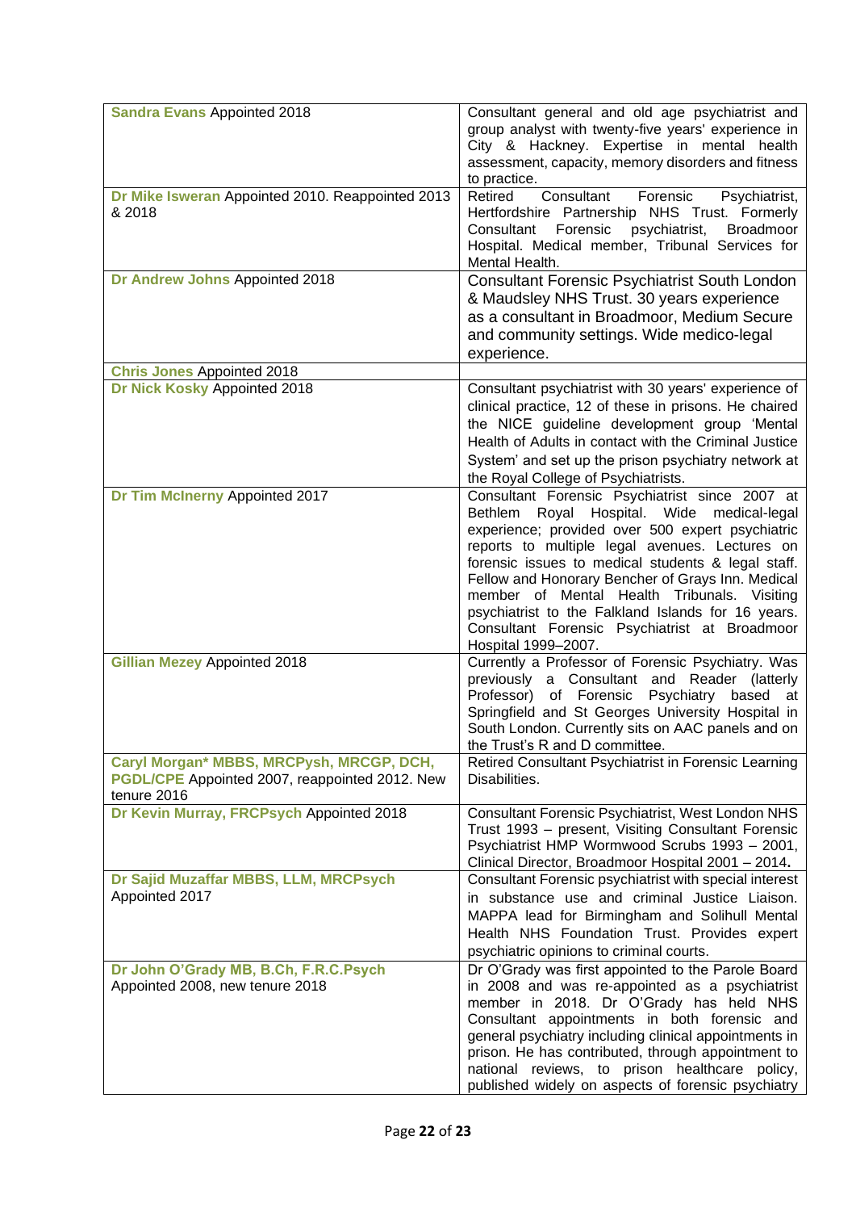| | |
|---|---|
| **Sandra Evans** Appointed 2018 | Consultant general and old age psychiatrist and group analyst with twenty-five years' experience in City & Hackney. Expertise in mental health assessment, capacity, memory disorders and fitness to practice. |
| **Dr Mike Isweran** Appointed 2010. Reappointed 2013 & 2018 | Retired Consultant Forensic Psychiatrist, Hertfordshire Partnership NHS Trust. Formerly Consultant Forensic psychiatrist, Broadmoor Hospital. Medical member, Tribunal Services for Mental Health. |
| **Dr Andrew Johns** Appointed 2018 | Consultant Forensic Psychiatrist South London & Maudsley NHS Trust. 30 years experience as a consultant in Broadmoor, Medium Secure and community settings. Wide medico-legal experience. |
| **Chris Jones** Appointed 2018 | |
| **Dr Nick Kosky** Appointed 2018 | Consultant psychiatrist with 30 years' experience of clinical practice, 12 of these in prisons. He chaired the NICE guideline development group 'Mental Health of Adults in contact with the Criminal Justice System' and set up the prison psychiatry network at the Royal College of Psychiatrists. |
| **Dr Tim McInerny** Appointed 2017 | Consultant Forensic Psychiatrist since 2007 at Bethlem Royal Hospital. Wide medical-legal experience; provided over 500 expert psychiatric reports to multiple legal avenues. Lectures on forensic issues to medical students & legal staff. Fellow and Honorary Bencher of Grays Inn. Medical member of Mental Health Tribunals. Visiting psychiatrist to the Falkland Islands for 16 years. Consultant Forensic Psychiatrist at Broadmoor Hospital 1999–2007. |
| **Gillian Mezey** Appointed 2018 | Currently a Professor of Forensic Psychiatry. Was previously a Consultant and Reader (latterly Professor) of Forensic Psychiatry based at Springfield and St Georges University Hospital in South London. Currently sits on AAC panels and on the Trust's R and D committee. |
| **Caryl Morgan* MBBS, MRCPysh, MRCGP, DCH, PGDL/CPE** Appointed 2007, reappointed 2012. New tenure 2016 | Retired Consultant Psychiatrist in Forensic Learning Disabilities. |
| **Dr Kevin Murray, FRCPsych** Appointed 2018 | Consultant Forensic Psychiatrist, West London NHS Trust 1993 – present, Visiting Consultant Forensic Psychiatrist HMP Wormwood Scrubs 1993 – 2001, Clinical Director, Broadmoor Hospital 2001 – 2014. |
| **Dr Sajid Muzaffar MBBS, LLM, MRCPsych** Appointed 2017 | Consultant Forensic psychiatrist with special interest in substance use and criminal Justice Liaison. MAPPA lead for Birmingham and Solihull Mental Health NHS Foundation Trust. Provides expert psychiatric opinions to criminal courts. |
| **Dr John O'Grady MB, B.Ch, F.R.C.Psych** Appointed 2008, new tenure 2018 | Dr O'Grady was first appointed to the Parole Board in 2008 and was re-appointed as a psychiatrist member in 2018. Dr O'Grady has held NHS Consultant appointments in both forensic and general psychiatry including clinical appointments in prison. He has contributed, through appointment to national reviews, to prison healthcare policy, published widely on aspects of forensic psychiatry |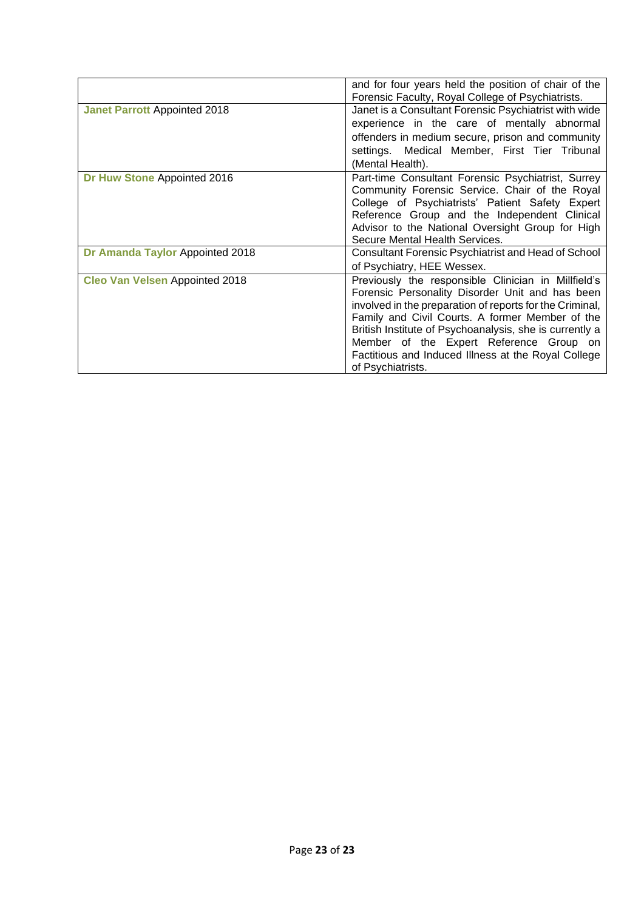| | |
|---|---|
| | and for four years held the position of chair of the Forensic Faculty, Royal College of Psychiatrists. |
| **Janet Parrott** Appointed 2018 | Janet is a Consultant Forensic Psychiatrist with wide experience in the care of mentally abnormal offenders in medium secure, prison and community settings. Medical Member, First Tier Tribunal (Mental Health). |
| **Dr Huw Stone** Appointed 2016 | Part-time Consultant Forensic Psychiatrist, Surrey Community Forensic Service. Chair of the Royal College of Psychiatrists' Patient Safety Expert Reference Group and the Independent Clinical Advisor to the National Oversight Group for High Secure Mental Health Services. |
| **Dr Amanda Taylor** Appointed 2018 | Consultant Forensic Psychiatrist and Head of School of Psychiatry, HEE Wessex. |
| **Cleo Van Velsen** Appointed 2018 | Previously the responsible Clinician in Millfield's Forensic Personality Disorder Unit and has been involved in the preparation of reports for the Criminal, Family and Civil Courts. A former Member of the British Institute of Psychoanalysis, she is currently a Member of the Expert Reference Group on Factitious and Induced Illness at the Royal College of Psychiatrists. |